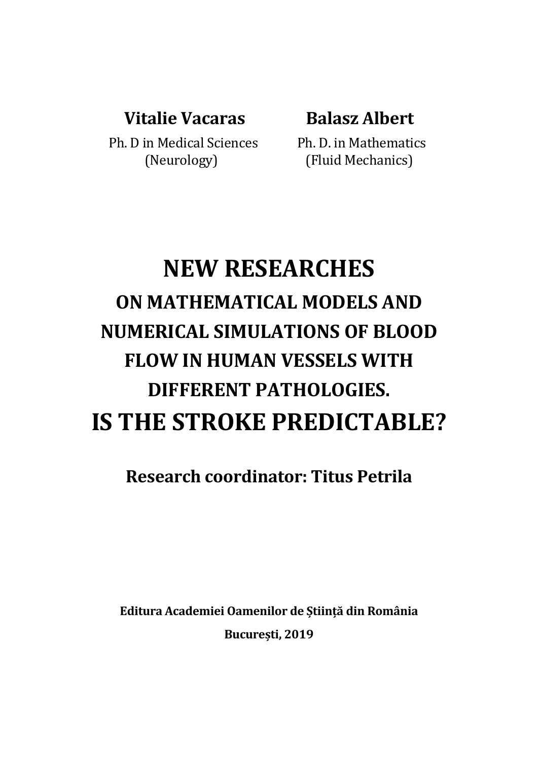**Vitalie Vacaras**

Ph. D in Medical Sciences (Neurology)

**Balasz Albert**

Ph. D. in Mathematics (Fluid Mechanics)

# NEW RESEARCHES

## ON MATHEMATICAL MODELS AND NUMERICAL SIMULATIONS OF BLOOD FLOW IN HUMAN VESSELS WITH DIFFERENT PATHOLOGIES.

# IS THE STROKE PREDICTABLE?

**Research coordinator: Titus Petrila**

**Editura Academiei Oamenilor de Știință din România**

**București, 2019**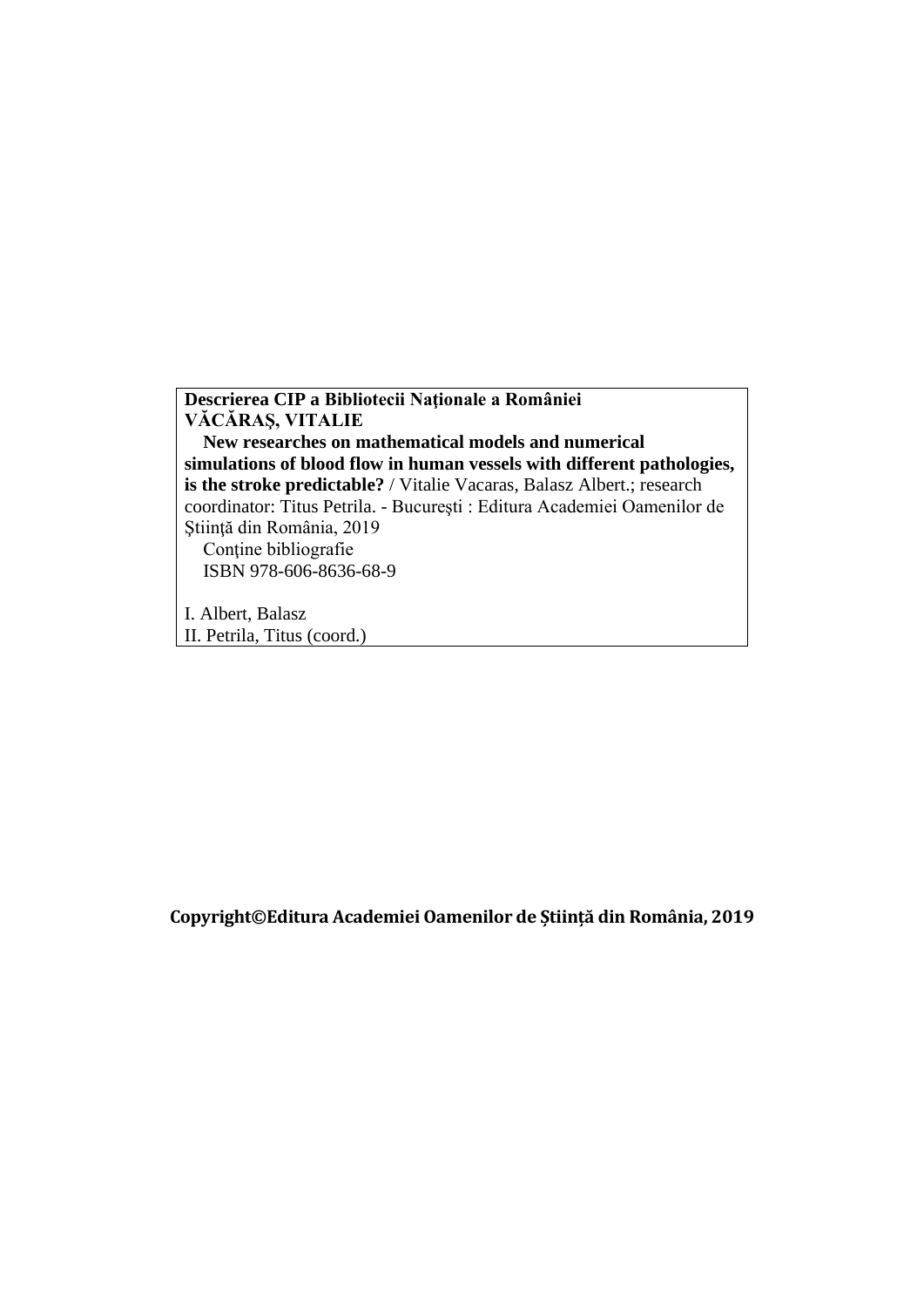**Descrierea CIP a Bibliotecii Naţionale a României**
**VĂCĂRAŞ, VITALIE**

**New researches on mathematical models and numerical simulations of blood flow in human vessels with different pathologies, is the stroke predictable?** / Vitalie Vacaras, Balasz Albert.; research coordinator: Titus Petrila. - Bucureşti : Editura Academiei Oamenilor de Ştiinţă din România, 2019

Conţine bibliografie
ISBN 978-606-8636-68-9

I. Albert, Balasz
II. Petrila, Titus (coord.)

**Copyright©Editura Academiei Oamenilor de Știință din România, 2019**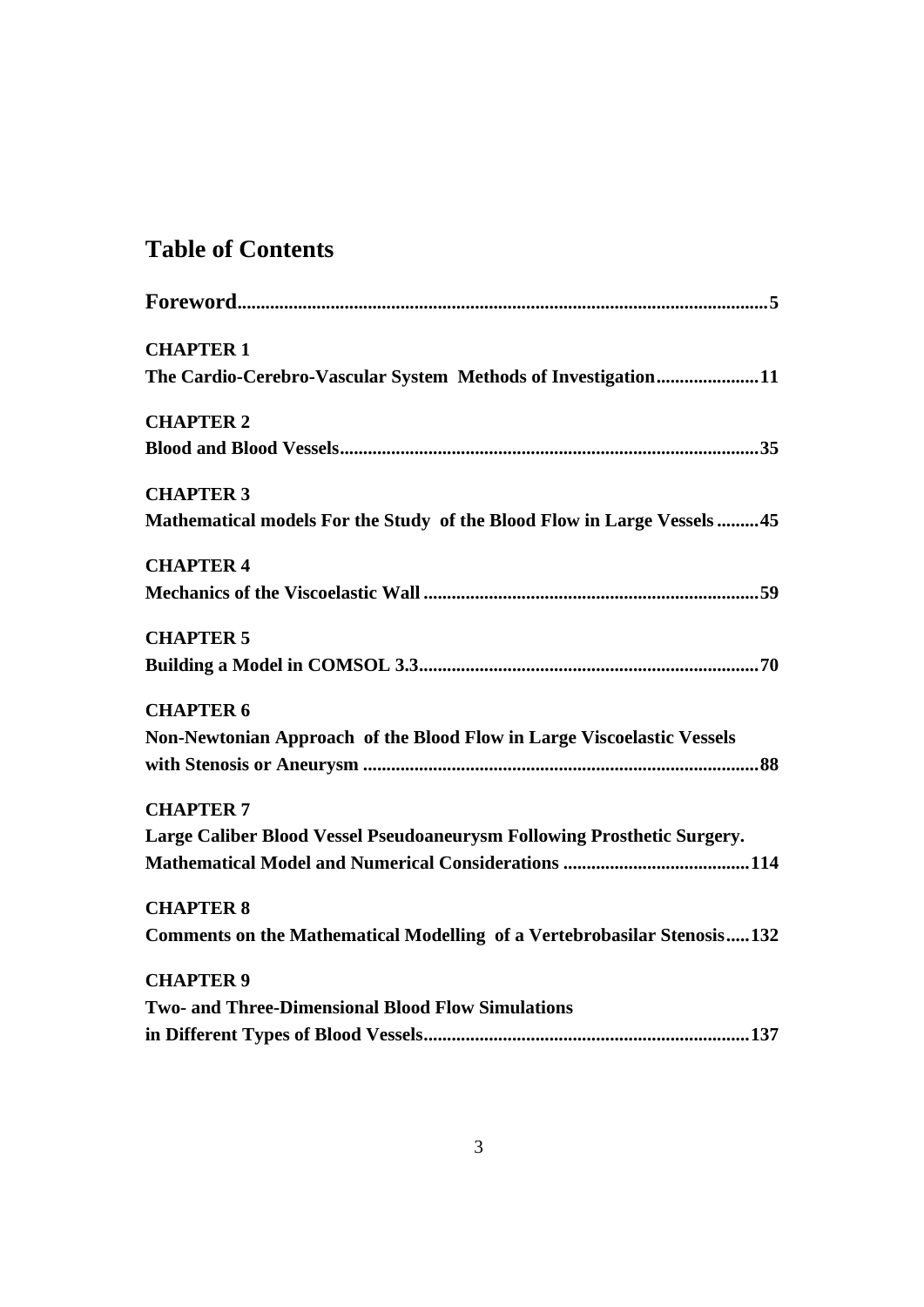# Table of Contents

**Foreword** .......... **5**

**CHAPTER 1**
**The Cardio-Cerebro-Vascular System Methods of Investigation** .......... **11**

**CHAPTER 2**
**Blood and Blood Vessels** .......... **35**

**CHAPTER 3**
**Mathematical models For the Study of the Blood Flow in Large Vessels** .......... **45**

**CHAPTER 4**
**Mechanics of the Viscoelastic Wall** .......... **59**

**CHAPTER 5**
**Building a Model in COMSOL 3.3** .......... **70**

**CHAPTER 6**
**Non-Newtonian Approach of the Blood Flow in Large Viscoelastic Vessels with Stenosis or Aneurysm** .......... **88**

**CHAPTER 7**
**Large Caliber Blood Vessel Pseudoaneurysm Following Prosthetic Surgery. Mathematical Model and Numerical Considerations** .......... **114**

**CHAPTER 8**
**Comments on the Mathematical Modelling of a Vertebrobasilar Stenosis** .......... **132**

**CHAPTER 9**
**Two- and Three-Dimensional Blood Flow Simulations in Different Types of Blood Vessels** .......... **137**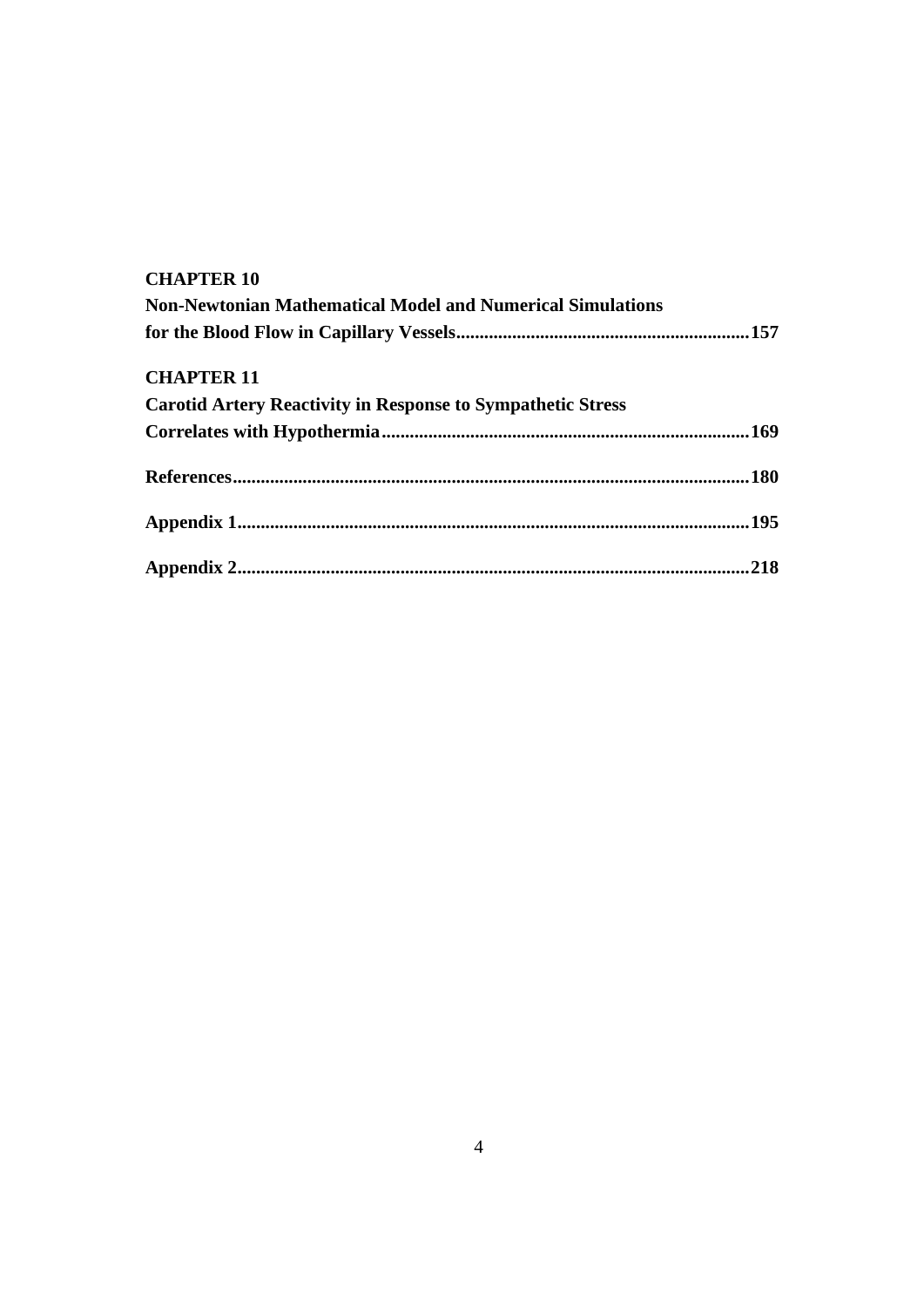**CHAPTER 10**

**Non-Newtonian Mathematical Model and Numerical Simulations for the Blood Flow in Capillary Vessels..............................................................157**

**CHAPTER 11**

**Carotid Artery Reactivity in Response to Sympathetic Stress Correlates with Hypothermia...............................................................................169**

**References..............................................................................................................180**

**Appendix 1.............................................................................................................195**

**Appendix 2.............................................................................................................218**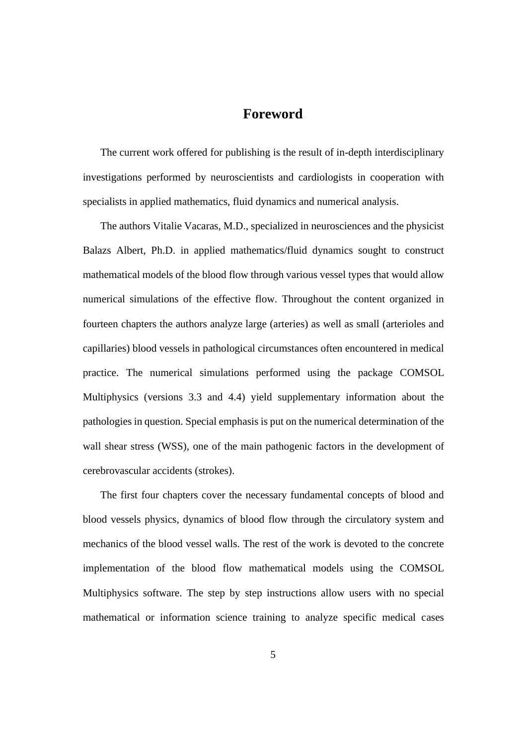# Foreword

The current work offered for publishing is the result of in-depth interdisciplinary investigations performed by neuroscientists and cardiologists in cooperation with specialists in applied mathematics, fluid dynamics and numerical analysis.

The authors Vitalie Vacaras, M.D., specialized in neurosciences and the physicist Balazs Albert, Ph.D. in applied mathematics/fluid dynamics sought to construct mathematical models of the blood flow through various vessel types that would allow numerical simulations of the effective flow. Throughout the content organized in fourteen chapters the authors analyze large (arteries) as well as small (arterioles and capillaries) blood vessels in pathological circumstances often encountered in medical practice. The numerical simulations performed using the package COMSOL Multiphysics (versions 3.3 and 4.4) yield supplementary information about the pathologies in question. Special emphasis is put on the numerical determination of the wall shear stress (WSS), one of the main pathogenic factors in the development of cerebrovascular accidents (strokes).

The first four chapters cover the necessary fundamental concepts of blood and blood vessels physics, dynamics of blood flow through the circulatory system and mechanics of the blood vessel walls. The rest of the work is devoted to the concrete implementation of the blood flow mathematical models using the COMSOL Multiphysics software. The step by step instructions allow users with no special mathematical or information science training to analyze specific medical cases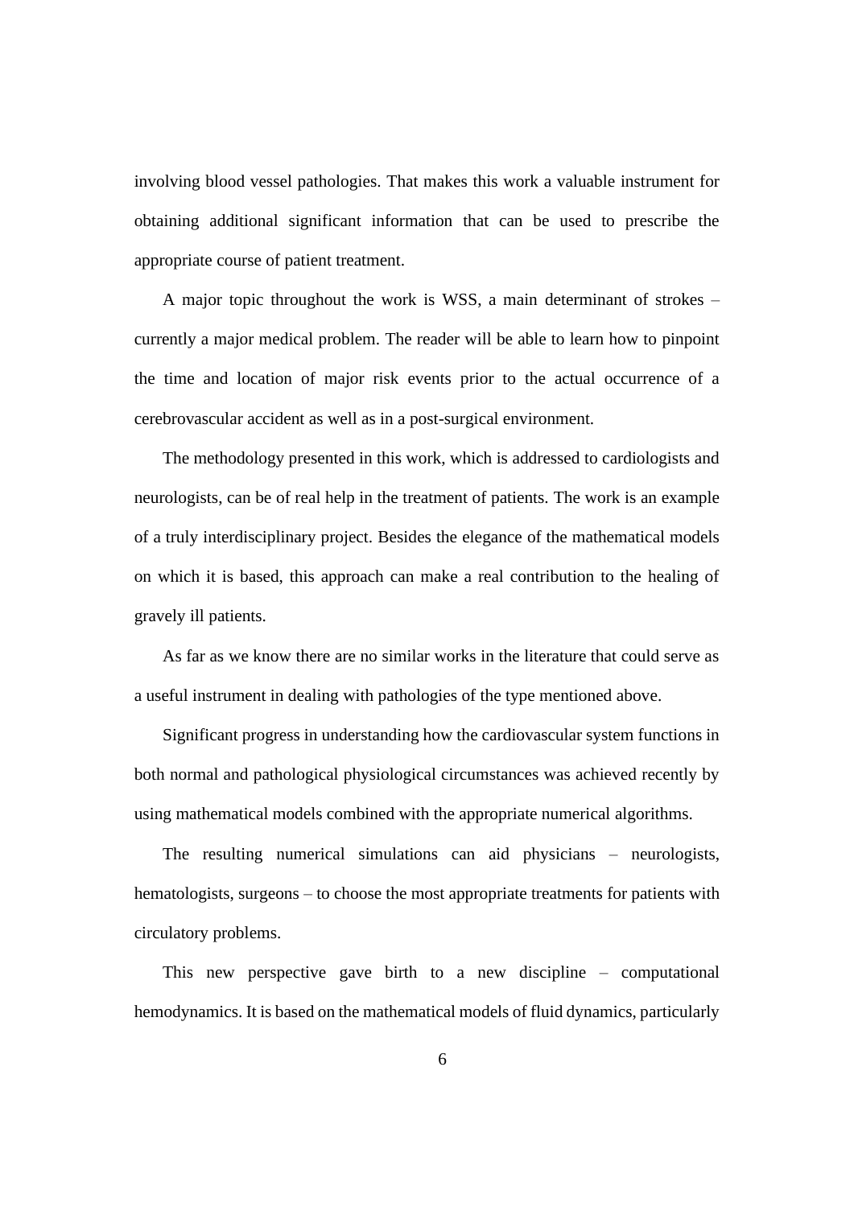involving blood vessel pathologies. That makes this work a valuable instrument for obtaining additional significant information that can be used to prescribe the appropriate course of patient treatment.

A major topic throughout the work is WSS, a main determinant of strokes – currently a major medical problem. The reader will be able to learn how to pinpoint the time and location of major risk events prior to the actual occurrence of a cerebrovascular accident as well as in a post-surgical environment.

The methodology presented in this work, which is addressed to cardiologists and neurologists, can be of real help in the treatment of patients. The work is an example of a truly interdisciplinary project. Besides the elegance of the mathematical models on which it is based, this approach can make a real contribution to the healing of gravely ill patients.

As far as we know there are no similar works in the literature that could serve as a useful instrument in dealing with pathologies of the type mentioned above.

Significant progress in understanding how the cardiovascular system functions in both normal and pathological physiological circumstances was achieved recently by using mathematical models combined with the appropriate numerical algorithms.

The resulting numerical simulations can aid physicians – neurologists, hematologists, surgeons – to choose the most appropriate treatments for patients with circulatory problems.

This new perspective gave birth to a new discipline – computational hemodynamics. It is based on the mathematical models of fluid dynamics, particularly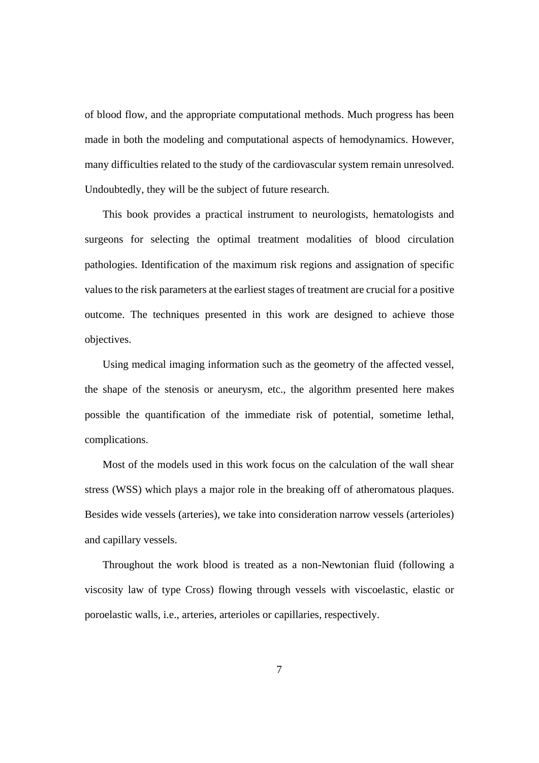of blood flow, and the appropriate computational methods. Much progress has been made in both the modeling and computational aspects of hemodynamics. However, many difficulties related to the study of the cardiovascular system remain unresolved. Undoubtedly, they will be the subject of future research.

This book provides a practical instrument to neurologists, hematologists and surgeons for selecting the optimal treatment modalities of blood circulation pathologies. Identification of the maximum risk regions and assignation of specific values to the risk parameters at the earliest stages of treatment are crucial for a positive outcome. The techniques presented in this work are designed to achieve those objectives.

Using medical imaging information such as the geometry of the affected vessel, the shape of the stenosis or aneurysm, etc., the algorithm presented here makes possible the quantification of the immediate risk of potential, sometime lethal, complications.

Most of the models used in this work focus on the calculation of the wall shear stress (WSS) which plays a major role in the breaking off of atheromatous plaques. Besides wide vessels (arteries), we take into consideration narrow vessels (arterioles) and capillary vessels.

Throughout the work blood is treated as a non-Newtonian fluid (following a viscosity law of type Cross) flowing through vessels with viscoelastic, elastic or poroelastic walls, i.e., arteries, arterioles or capillaries, respectively.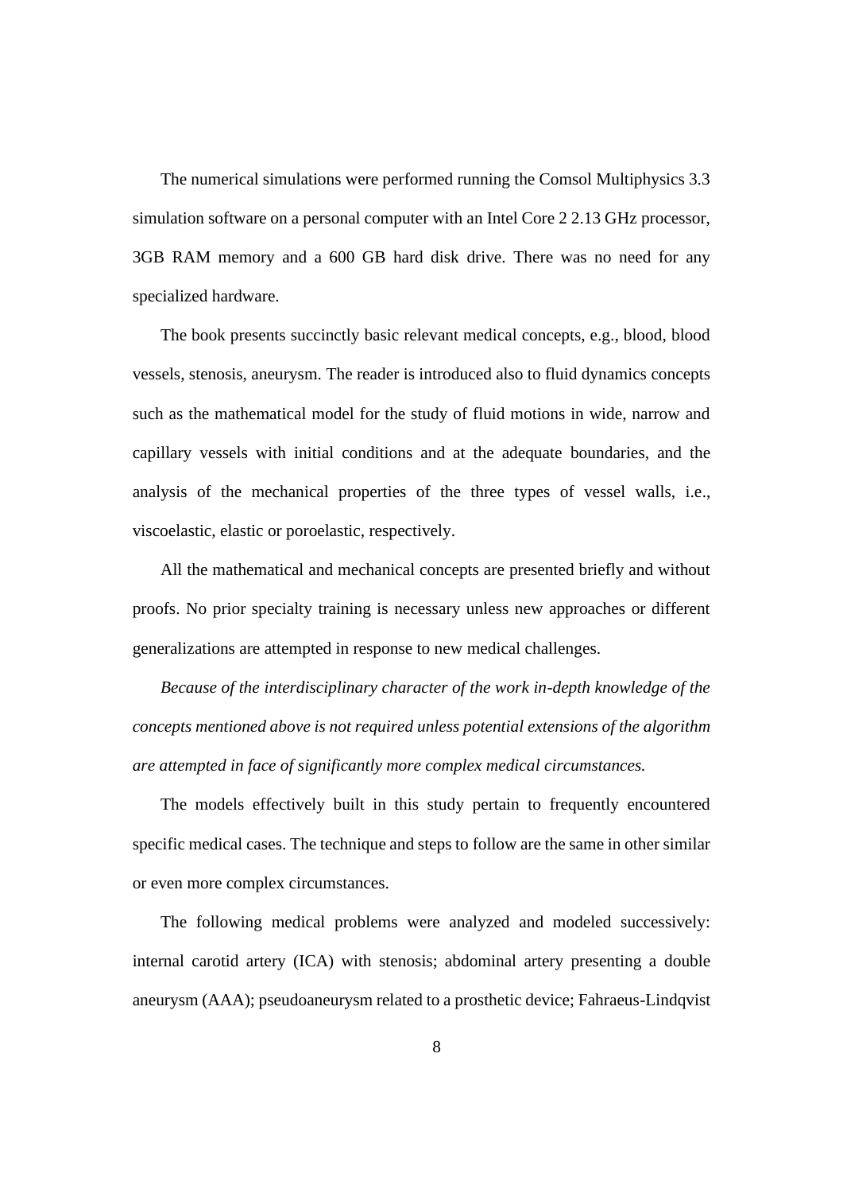The numerical simulations were performed running the Comsol Multiphysics 3.3 simulation software on a personal computer with an Intel Core 2 2.13 GHz processor, 3GB RAM memory and a 600 GB hard disk drive. There was no need for any specialized hardware.

The book presents succinctly basic relevant medical concepts, e.g., blood, blood vessels, stenosis, aneurysm. The reader is introduced also to fluid dynamics concepts such as the mathematical model for the study of fluid motions in wide, narrow and capillary vessels with initial conditions and at the adequate boundaries, and the analysis of the mechanical properties of the three types of vessel walls, i.e., viscoelastic, elastic or poroelastic, respectively.

All the mathematical and mechanical concepts are presented briefly and without proofs. No prior specialty training is necessary unless new approaches or different generalizations are attempted in response to new medical challenges.

*Because of the interdisciplinary character of the work in-depth knowledge of the concepts mentioned above is not required unless potential extensions of the algorithm are attempted in face of significantly more complex medical circumstances.*

The models effectively built in this study pertain to frequently encountered specific medical cases. The technique and steps to follow are the same in other similar or even more complex circumstances.

The following medical problems were analyzed and modeled successively: internal carotid artery (ICA) with stenosis; abdominal artery presenting a double aneurysm (AAA); pseudoaneurysm related to a prosthetic device; Fahraeus-Lindqvist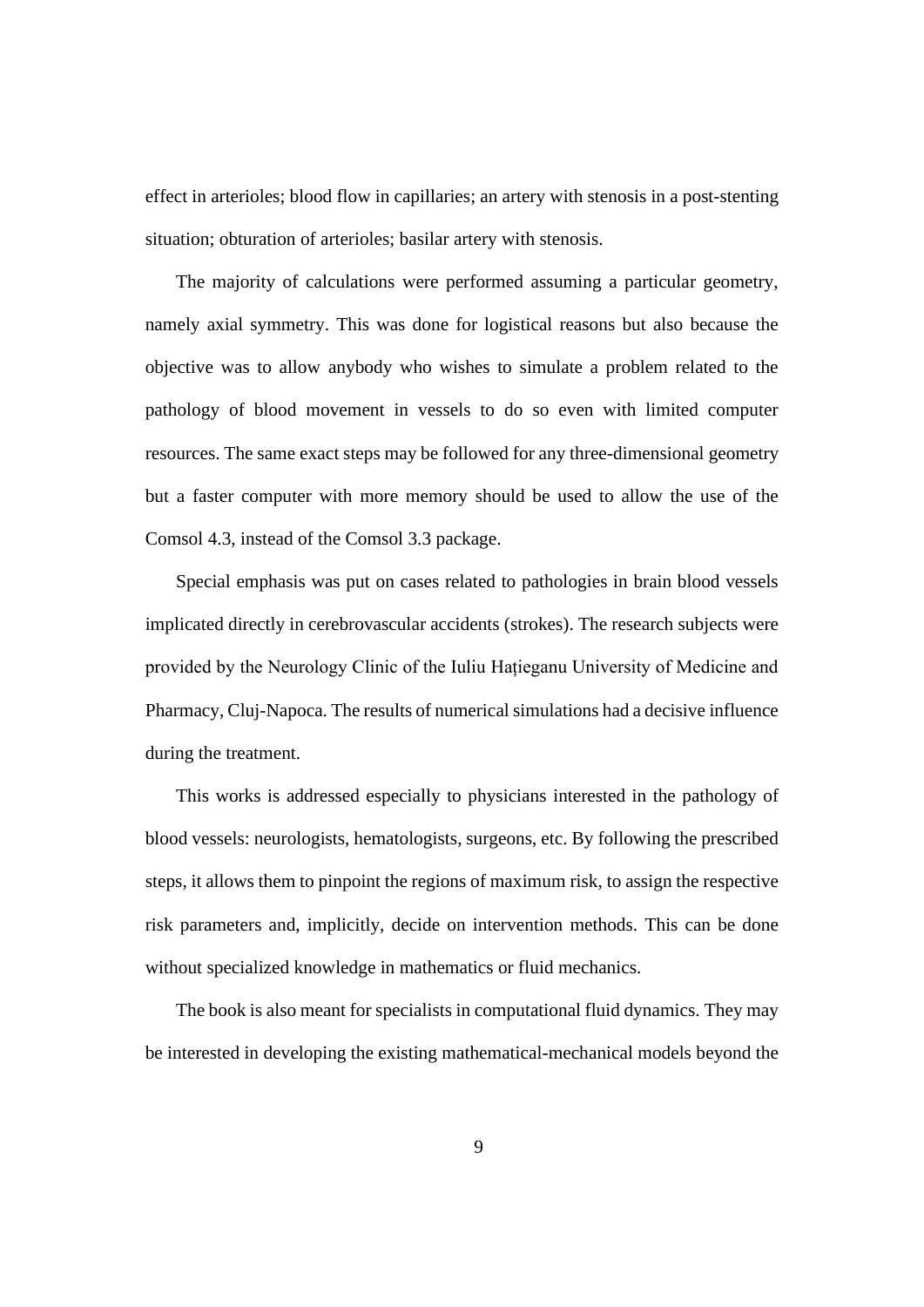effect in arterioles; blood flow in capillaries; an artery with stenosis in a post-stenting situation; obturation of arterioles; basilar artery with stenosis.

The majority of calculations were performed assuming a particular geometry, namely axial symmetry. This was done for logistical reasons but also because the objective was to allow anybody who wishes to simulate a problem related to the pathology of blood movement in vessels to do so even with limited computer resources. The same exact steps may be followed for any three-dimensional geometry but a faster computer with more memory should be used to allow the use of the Comsol 4.3, instead of the Comsol 3.3 package.

Special emphasis was put on cases related to pathologies in brain blood vessels implicated directly in cerebrovascular accidents (strokes). The research subjects were provided by the Neurology Clinic of the Iuliu Hațieganu University of Medicine and Pharmacy, Cluj-Napoca. The results of numerical simulations had a decisive influence during the treatment.

This works is addressed especially to physicians interested in the pathology of blood vessels: neurologists, hematologists, surgeons, etc. By following the prescribed steps, it allows them to pinpoint the regions of maximum risk, to assign the respective risk parameters and, implicitly, decide on intervention methods. This can be done without specialized knowledge in mathematics or fluid mechanics.

The book is also meant for specialists in computational fluid dynamics. They may be interested in developing the existing mathematical-mechanical models beyond the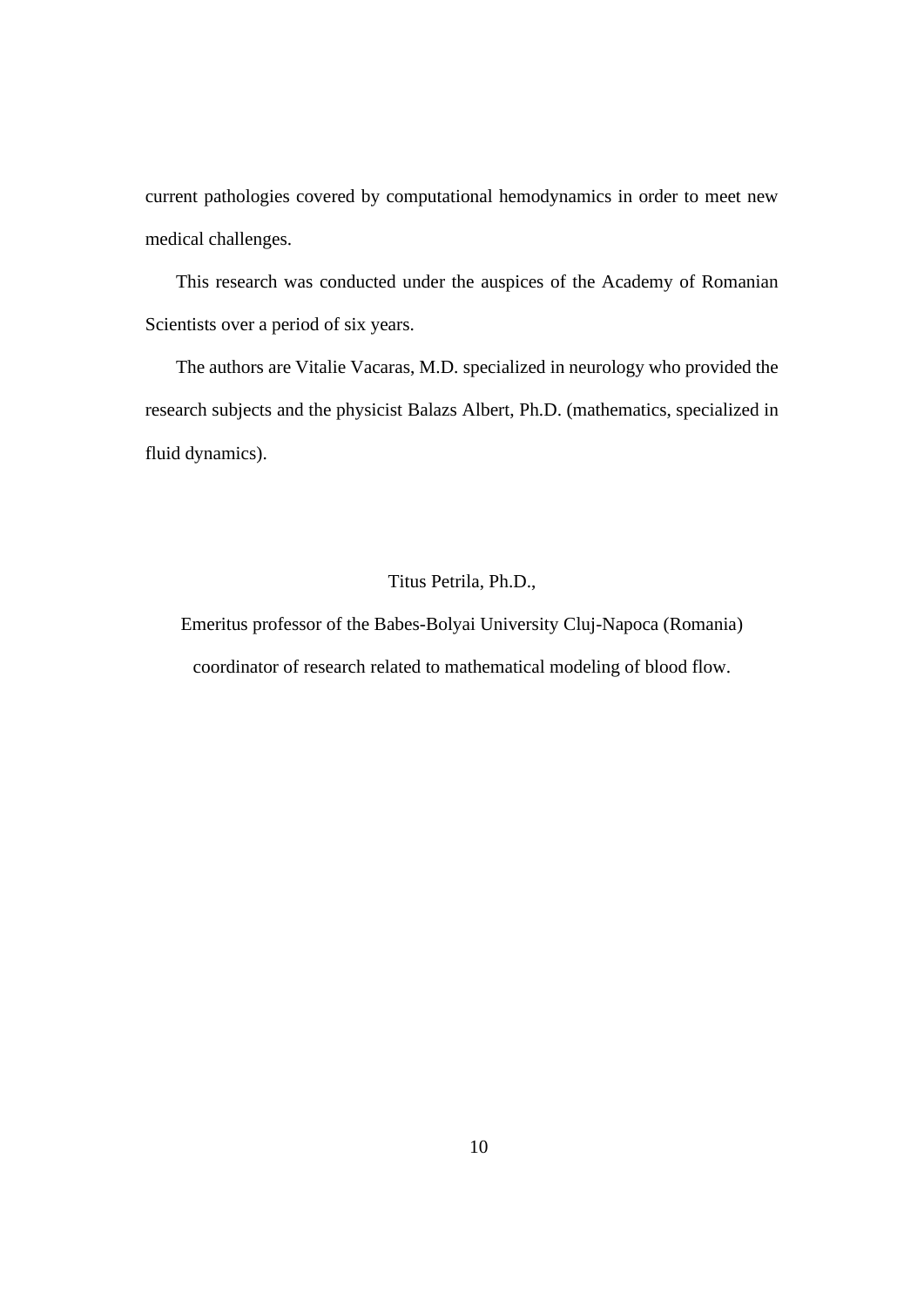current pathologies covered by computational hemodynamics in order to meet new medical challenges.

This research was conducted under the auspices of the Academy of Romanian Scientists over a period of six years.

The authors are Vitalie Vacaras, M.D. specialized in neurology who provided the research subjects and the physicist Balazs Albert, Ph.D. (mathematics, specialized in fluid dynamics).

Titus Petrila, Ph.D.,

Emeritus professor of the Babes-Bolyai University Cluj-Napoca (Romania)

coordinator of research related to mathematical modeling of blood flow.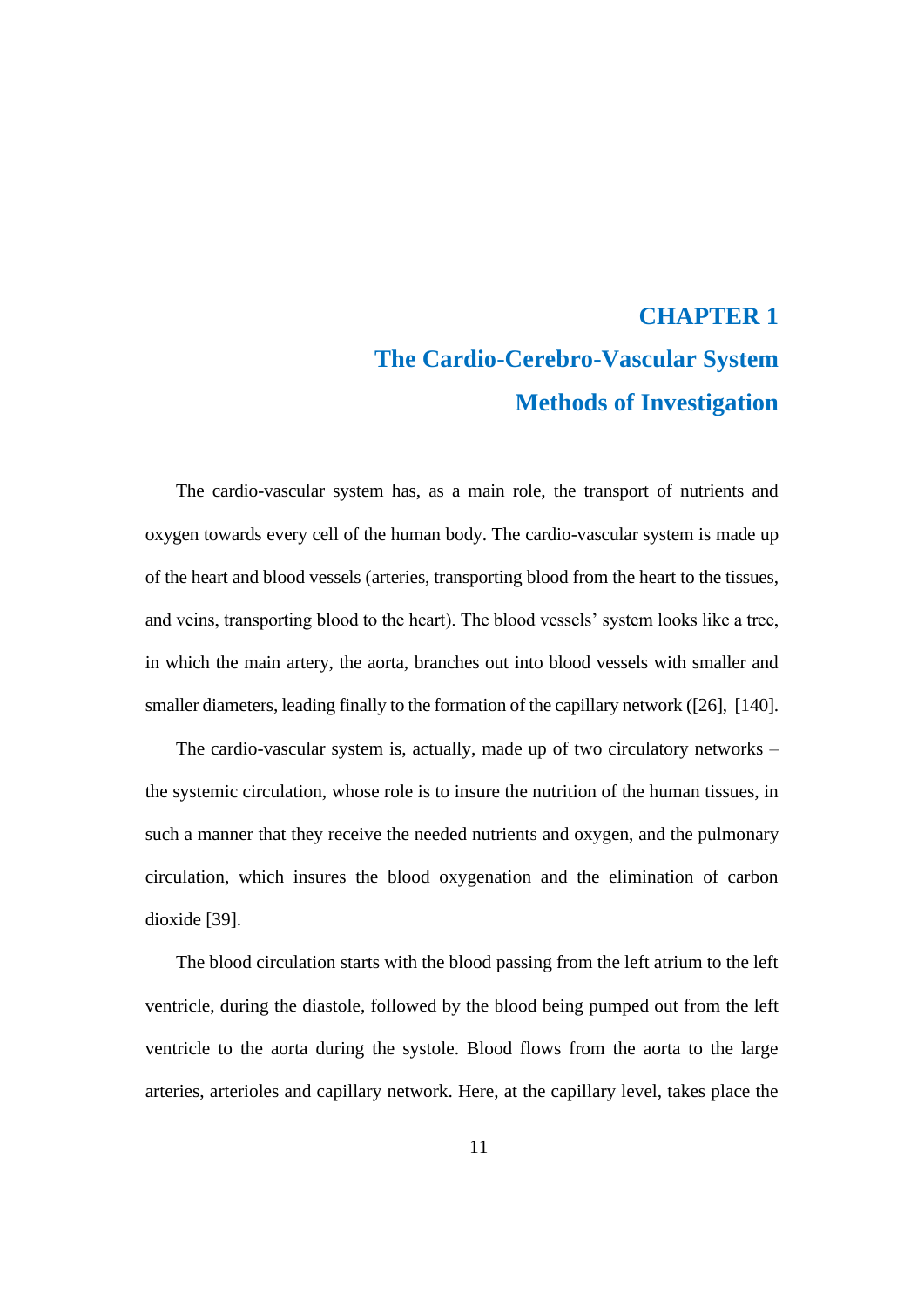# CHAPTER 1
# The Cardio-Cerebro-Vascular System
# Methods of Investigation

The cardio-vascular system has, as a main role, the transport of nutrients and oxygen towards every cell of the human body. The cardio-vascular system is made up of the heart and blood vessels (arteries, transporting blood from the heart to the tissues, and veins, transporting blood to the heart). The blood vessels' system looks like a tree, in which the main artery, the aorta, branches out into blood vessels with smaller and smaller diameters, leading finally to the formation of the capillary network ([26], [140].

The cardio-vascular system is, actually, made up of two circulatory networks – the systemic circulation, whose role is to insure the nutrition of the human tissues, in such a manner that they receive the needed nutrients and oxygen, and the pulmonary circulation, which insures the blood oxygenation and the elimination of carbon dioxide [39].

The blood circulation starts with the blood passing from the left atrium to the left ventricle, during the diastole, followed by the blood being pumped out from the left ventricle to the aorta during the systole. Blood flows from the aorta to the large arteries, arterioles and capillary network. Here, at the capillary level, takes place the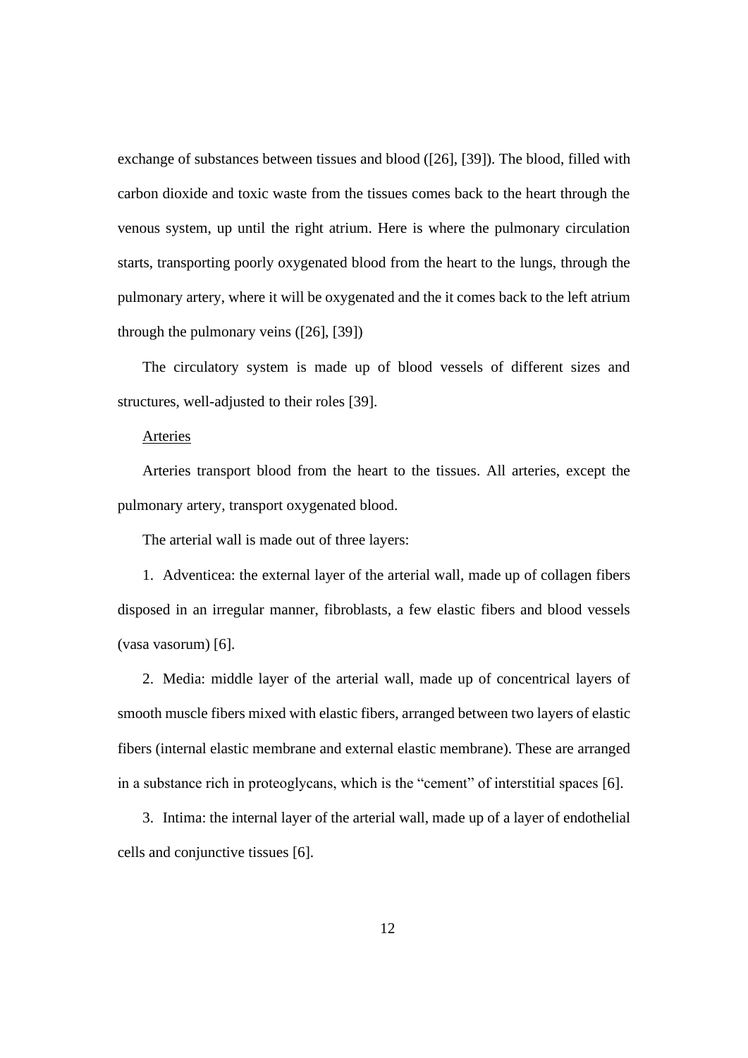exchange of substances between tissues and blood ([26], [39]). The blood, filled with carbon dioxide and toxic waste from the tissues comes back to the heart through the venous system, up until the right atrium. Here is where the pulmonary circulation starts, transporting poorly oxygenated blood from the heart to the lungs, through the pulmonary artery, where it will be oxygenated and the it comes back to the left atrium through the pulmonary veins ([26], [39])

The circulatory system is made up of blood vessels of different sizes and structures, well-adjusted to their roles [39].

<u>Arteries</u>

Arteries transport blood from the heart to the tissues. All arteries, except the pulmonary artery, transport oxygenated blood.

The arterial wall is made out of three layers:

1. Adventicea: the external layer of the arterial wall, made up of collagen fibers disposed in an irregular manner, fibroblasts, a few elastic fibers and blood vessels (vasa vasorum) [6].

2. Media: middle layer of the arterial wall, made up of concentrical layers of smooth muscle fibers mixed with elastic fibers, arranged between two layers of elastic fibers (internal elastic membrane and external elastic membrane). These are arranged in a substance rich in proteoglycans, which is the "cement" of interstitial spaces [6].

3. Intima: the internal layer of the arterial wall, made up of a layer of endothelial cells and conjunctive tissues [6].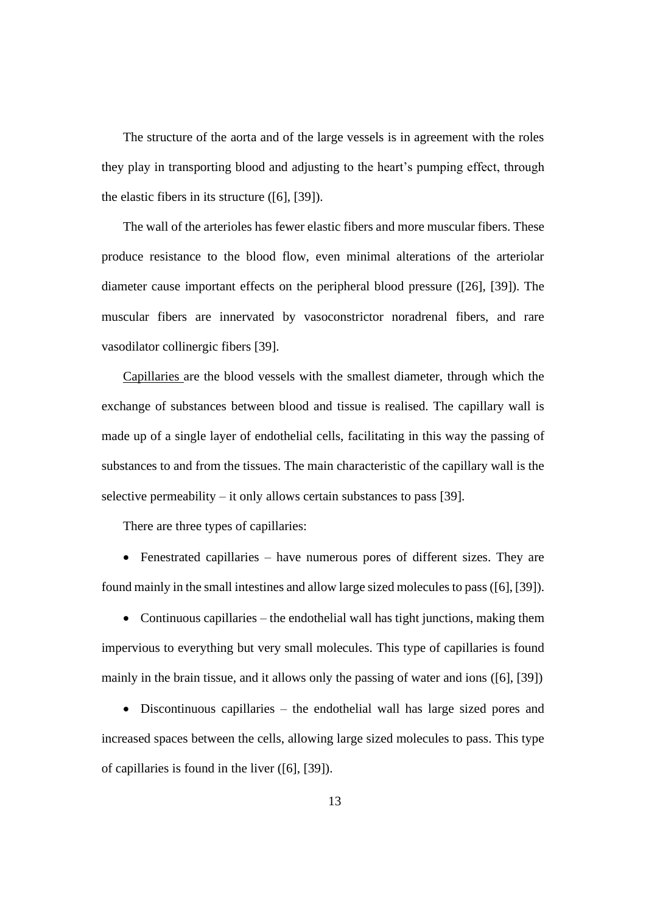The structure of the aorta and of the large vessels is in agreement with the roles they play in transporting blood and adjusting to the heart's pumping effect, through the elastic fibers in its structure ([6], [39]).

The wall of the arterioles has fewer elastic fibers and more muscular fibers. These produce resistance to the blood flow, even minimal alterations of the arteriolar diameter cause important effects on the peripheral blood pressure ([26], [39]). The muscular fibers are innervated by vasoconstrictor noradrenal fibers, and rare vasodilator collinergic fibers [39].

Capillaries are the blood vessels with the smallest diameter, through which the exchange of substances between blood and tissue is realised. The capillary wall is made up of a single layer of endothelial cells, facilitating in this way the passing of substances to and from the tissues. The main characteristic of the capillary wall is the selective permeability – it only allows certain substances to pass [39].

There are three types of capillaries:

- Fenestrated capillaries – have numerous pores of different sizes. They are found mainly in the small intestines and allow large sized molecules to pass ([6], [39]).
- Continuous capillaries – the endothelial wall has tight junctions, making them impervious to everything but very small molecules. This type of capillaries is found mainly in the brain tissue, and it allows only the passing of water and ions ([6], [39])
- Discontinuous capillaries – the endothelial wall has large sized pores and increased spaces between the cells, allowing large sized molecules to pass. This type of capillaries is found in the liver ([6], [39]).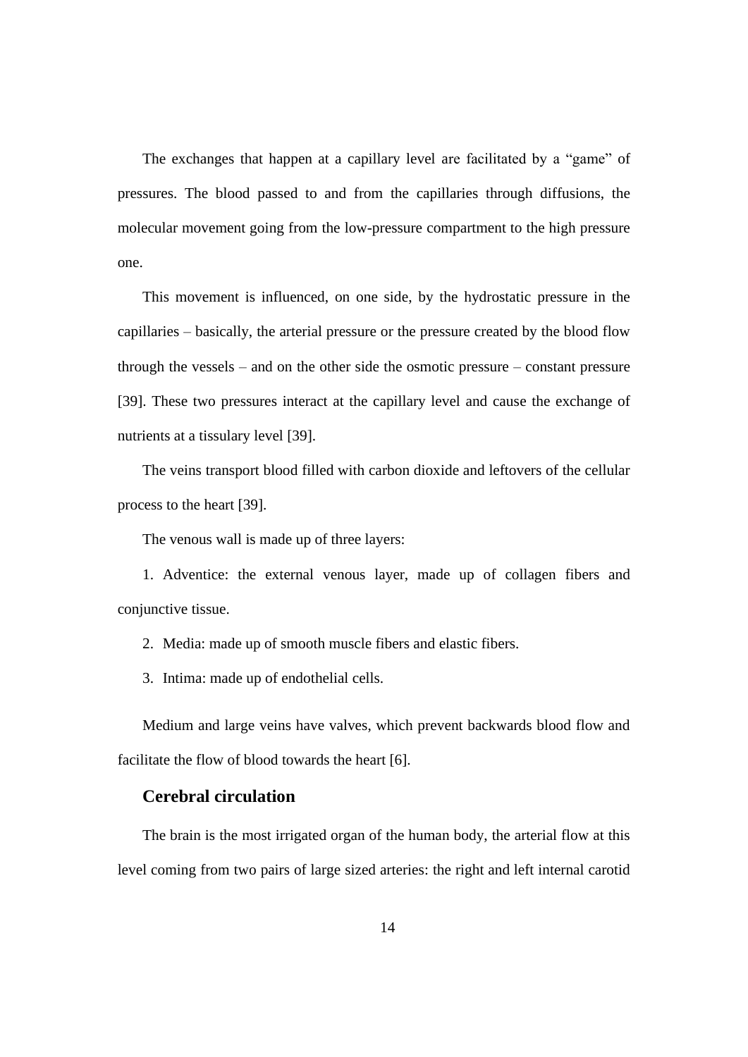The exchanges that happen at a capillary level are facilitated by a "game" of pressures. The blood passed to and from the capillaries through diffusions, the molecular movement going from the low-pressure compartment to the high pressure one.

This movement is influenced, on one side, by the hydrostatic pressure in the capillaries – basically, the arterial pressure or the pressure created by the blood flow through the vessels – and on the other side the osmotic pressure – constant pressure [39]. These two pressures interact at the capillary level and cause the exchange of nutrients at a tissulary level [39].

The veins transport blood filled with carbon dioxide and leftovers of the cellular process to the heart [39].

The venous wall is made up of three layers:

1. Adventice: the external venous layer, made up of collagen fibers and conjunctive tissue.
2. Media: made up of smooth muscle fibers and elastic fibers.
3. Intima: made up of endothelial cells.

Medium and large veins have valves, which prevent backwards blood flow and facilitate the flow of blood towards the heart [6].

## Cerebral circulation

The brain is the most irrigated organ of the human body, the arterial flow at this level coming from two pairs of large sized arteries: the right and left internal carotid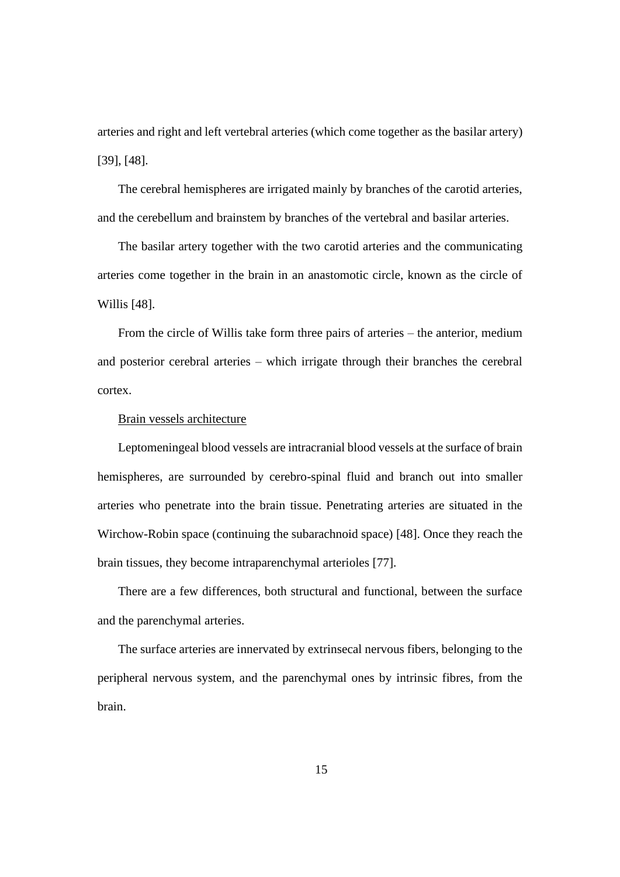arteries and right and left vertebral arteries (which come together as the basilar artery) [39], [48].

The cerebral hemispheres are irrigated mainly by branches of the carotid arteries, and the cerebellum and brainstem by branches of the vertebral and basilar arteries.

The basilar artery together with the two carotid arteries and the communicating arteries come together in the brain in an anastomotic circle, known as the circle of Willis [48].

From the circle of Willis take form three pairs of arteries – the anterior, medium and posterior cerebral arteries – which irrigate through their branches the cerebral cortex.

<u>Brain vessels architecture</u>

Leptomeningeal blood vessels are intracranial blood vessels at the surface of brain hemispheres, are surrounded by cerebro-spinal fluid and branch out into smaller arteries who penetrate into the brain tissue. Penetrating arteries are situated in the Wirchow-Robin space (continuing the subarachnoid space) [48]. Once they reach the brain tissues, they become intraparenchymal arterioles [77].

There are a few differences, both structural and functional, between the surface and the parenchymal arteries.

The surface arteries are innervated by extrinsecal nervous fibers, belonging to the peripheral nervous system, and the parenchymal ones by intrinsic fibres, from the brain.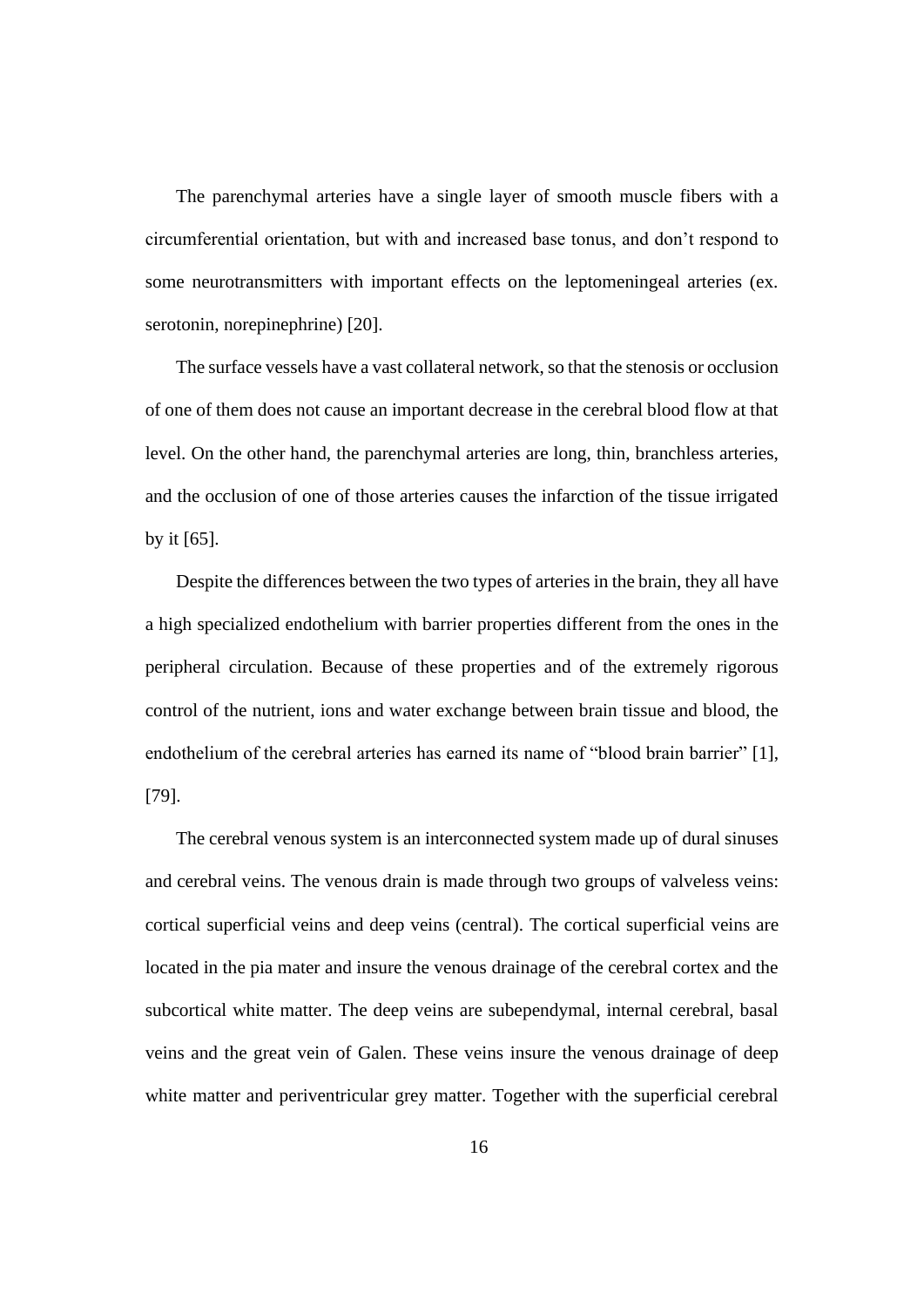The parenchymal arteries have a single layer of smooth muscle fibers with a circumferential orientation, but with and increased base tonus, and don't respond to some neurotransmitters with important effects on the leptomeningeal arteries (ex. serotonin, norepinephrine) [20].

The surface vessels have a vast collateral network, so that the stenosis or occlusion of one of them does not cause an important decrease in the cerebral blood flow at that level. On the other hand, the parenchymal arteries are long, thin, branchless arteries, and the occlusion of one of those arteries causes the infarction of the tissue irrigated by it [65].

Despite the differences between the two types of arteries in the brain, they all have a high specialized endothelium with barrier properties different from the ones in the peripheral circulation. Because of these properties and of the extremely rigorous control of the nutrient, ions and water exchange between brain tissue and blood, the endothelium of the cerebral arteries has earned its name of "blood brain barrier" [1], [79].

The cerebral venous system is an interconnected system made up of dural sinuses and cerebral veins. The venous drain is made through two groups of valveless veins: cortical superficial veins and deep veins (central). The cortical superficial veins are located in the pia mater and insure the venous drainage of the cerebral cortex and the subcortical white matter. The deep veins are subependymal, internal cerebral, basal veins and the great vein of Galen. These veins insure the venous drainage of deep white matter and periventricular grey matter. Together with the superficial cerebral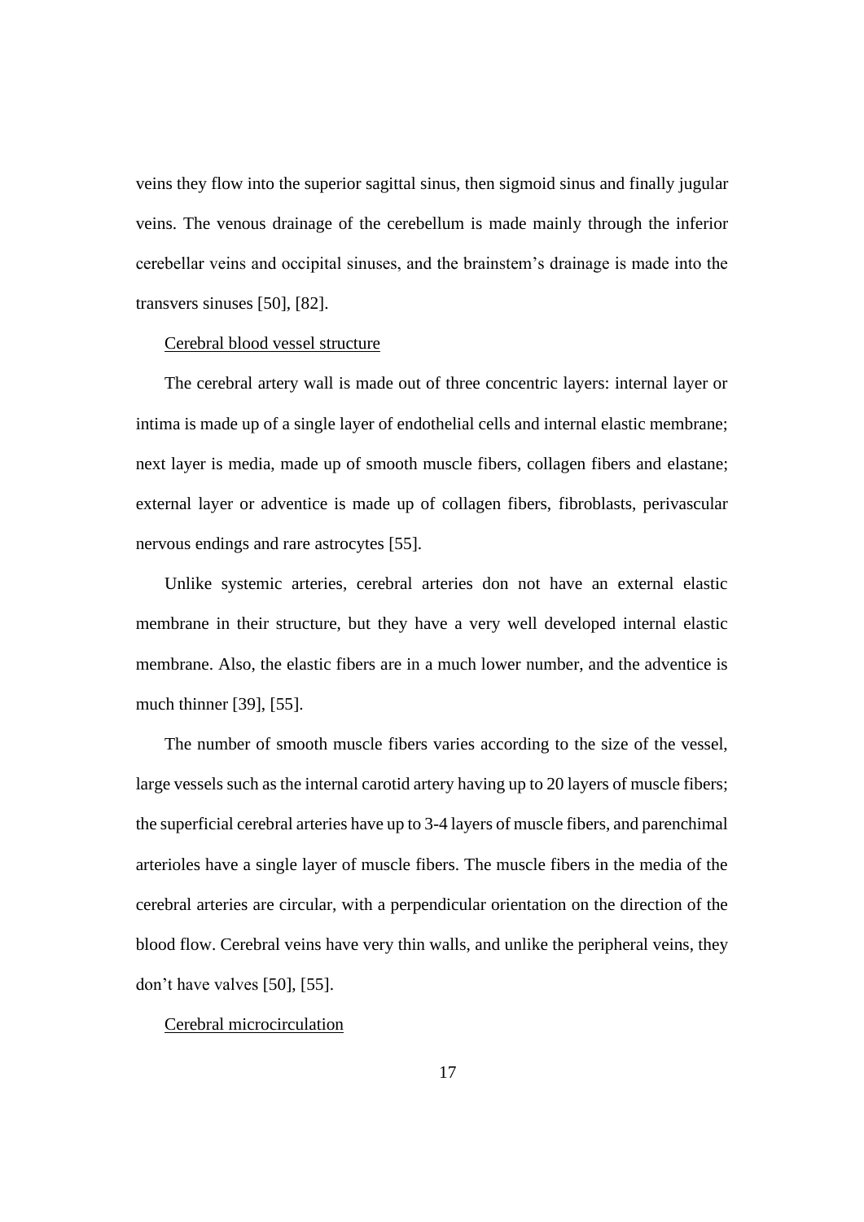veins they flow into the superior sagittal sinus, then sigmoid sinus and finally jugular veins. The venous drainage of the cerebellum is made mainly through the inferior cerebellar veins and occipital sinuses, and the brainstem's drainage is made into the transvers sinuses [50], [82].

<u>Cerebral blood vessel structure</u>

The cerebral artery wall is made out of three concentric layers: internal layer or intima is made up of a single layer of endothelial cells and internal elastic membrane; next layer is media, made up of smooth muscle fibers, collagen fibers and elastane; external layer or adventice is made up of collagen fibers, fibroblasts, perivascular nervous endings and rare astrocytes [55].

Unlike systemic arteries, cerebral arteries don not have an external elastic membrane in their structure, but they have a very well developed internal elastic membrane. Also, the elastic fibers are in a much lower number, and the adventice is much thinner [39], [55].

The number of smooth muscle fibers varies according to the size of the vessel, large vessels such as the internal carotid artery having up to 20 layers of muscle fibers; the superficial cerebral arteries have up to 3-4 layers of muscle fibers, and parenchimal arterioles have a single layer of muscle fibers. The muscle fibers in the media of the cerebral arteries are circular, with a perpendicular orientation on the direction of the blood flow. Cerebral veins have very thin walls, and unlike the peripheral veins, they don't have valves [50], [55].

<u>Cerebral microcirculation</u>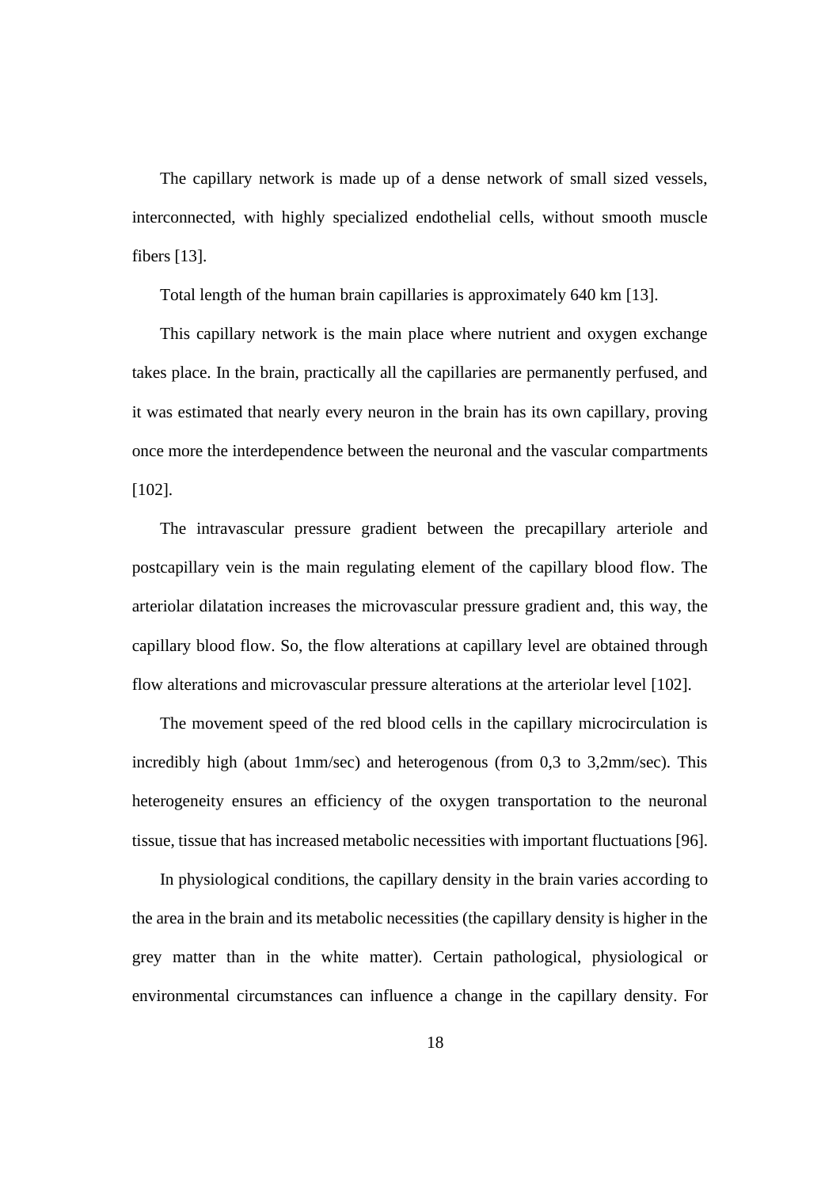The capillary network is made up of a dense network of small sized vessels, interconnected, with highly specialized endothelial cells, without smooth muscle fibers [13].

Total length of the human brain capillaries is approximately 640 km [13].

This capillary network is the main place where nutrient and oxygen exchange takes place. In the brain, practically all the capillaries are permanently perfused, and it was estimated that nearly every neuron in the brain has its own capillary, proving once more the interdependence between the neuronal and the vascular compartments [102].

The intravascular pressure gradient between the precapillary arteriole and postcapillary vein is the main regulating element of the capillary blood flow. The arteriolar dilatation increases the microvascular pressure gradient and, this way, the capillary blood flow. So, the flow alterations at capillary level are obtained through flow alterations and microvascular pressure alterations at the arteriolar level [102].

The movement speed of the red blood cells in the capillary microcirculation is incredibly high (about 1mm/sec) and heterogenous (from 0,3 to 3,2mm/sec). This heterogeneity ensures an efficiency of the oxygen transportation to the neuronal tissue, tissue that has increased metabolic necessities with important fluctuations [96].

In physiological conditions, the capillary density in the brain varies according to the area in the brain and its metabolic necessities (the capillary density is higher in the grey matter than in the white matter). Certain pathological, physiological or environmental circumstances can influence a change in the capillary density. For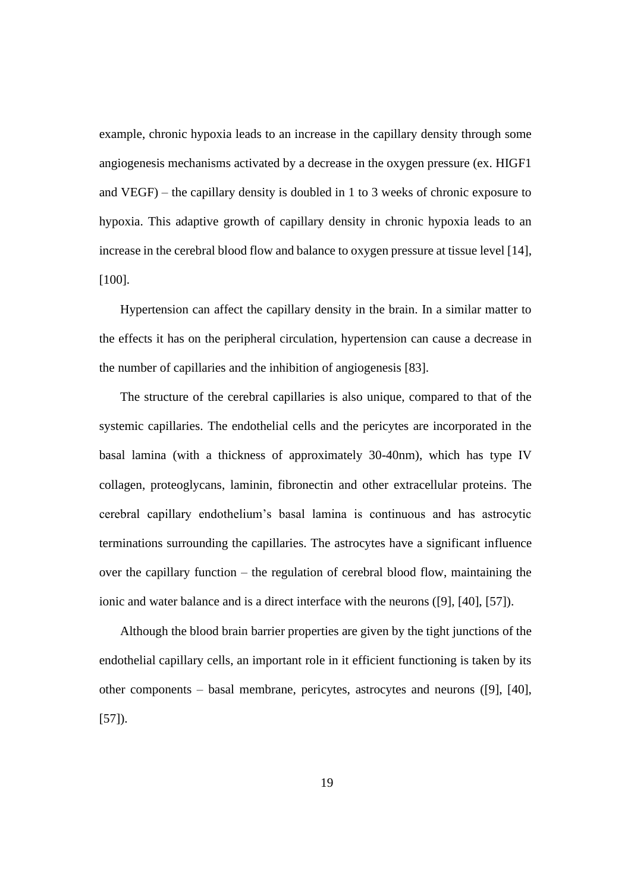example, chronic hypoxia leads to an increase in the capillary density through some angiogenesis mechanisms activated by a decrease in the oxygen pressure (ex. HIGF1 and VEGF) – the capillary density is doubled in 1 to 3 weeks of chronic exposure to hypoxia. This adaptive growth of capillary density in chronic hypoxia leads to an increase in the cerebral blood flow and balance to oxygen pressure at tissue level [14], [100].

Hypertension can affect the capillary density in the brain. In a similar matter to the effects it has on the peripheral circulation, hypertension can cause a decrease in the number of capillaries and the inhibition of angiogenesis [83].

The structure of the cerebral capillaries is also unique, compared to that of the systemic capillaries. The endothelial cells and the pericytes are incorporated in the basal lamina (with a thickness of approximately 30-40nm), which has type IV collagen, proteoglycans, laminin, fibronectin and other extracellular proteins. The cerebral capillary endothelium's basal lamina is continuous and has astrocytic terminations surrounding the capillaries. The astrocytes have a significant influence over the capillary function – the regulation of cerebral blood flow, maintaining the ionic and water balance and is a direct interface with the neurons ([9], [40], [57]).

Although the blood brain barrier properties are given by the tight junctions of the endothelial capillary cells, an important role in it efficient functioning is taken by its other components – basal membrane, pericytes, astrocytes and neurons ([9], [40], [57]).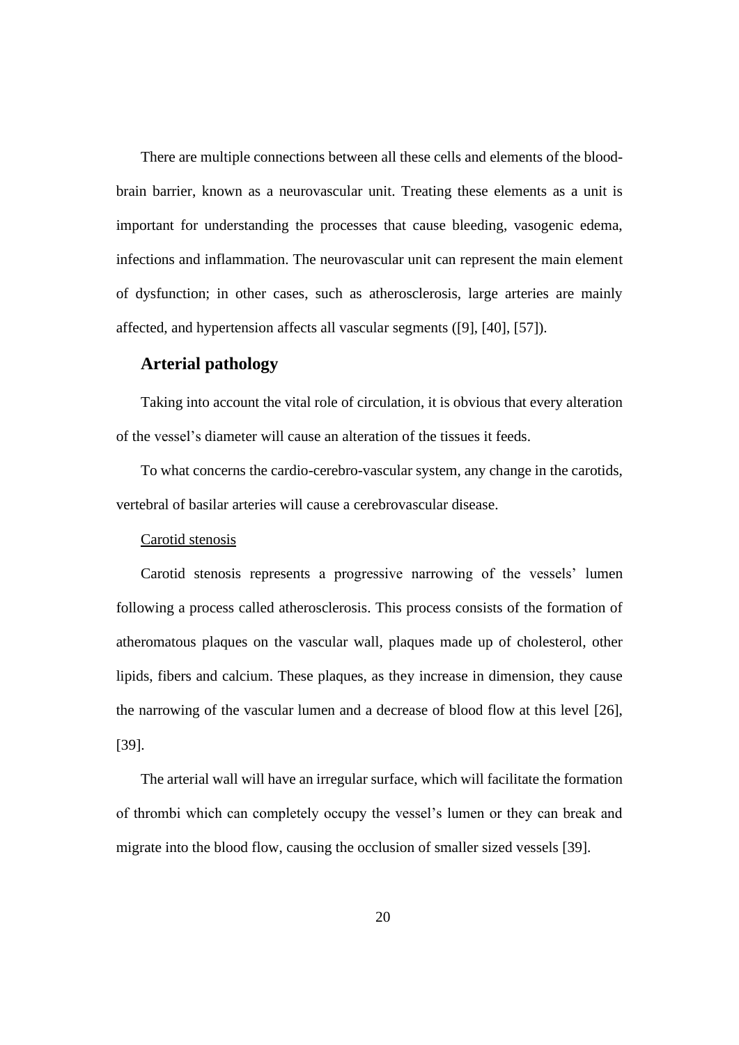There are multiple connections between all these cells and elements of the blood-brain barrier, known as a neurovascular unit. Treating these elements as a unit is important for understanding the processes that cause bleeding, vasogenic edema, infections and inflammation. The neurovascular unit can represent the main element of dysfunction; in other cases, such as atherosclerosis, large arteries are mainly affected, and hypertension affects all vascular segments ([9], [40], [57]).

## Arterial pathology

Taking into account the vital role of circulation, it is obvious that every alteration of the vessel's diameter will cause an alteration of the tissues it feeds.

To what concerns the cardio-cerebro-vascular system, any change in the carotids, vertebral of basilar arteries will cause a cerebrovascular disease.

Carotid stenosis

Carotid stenosis represents a progressive narrowing of the vessels' lumen following a process called atherosclerosis. This process consists of the formation of atheromatous plaques on the vascular wall, plaques made up of cholesterol, other lipids, fibers and calcium. These plaques, as they increase in dimension, they cause the narrowing of the vascular lumen and a decrease of blood flow at this level [26], [39].

The arterial wall will have an irregular surface, which will facilitate the formation of thrombi which can completely occupy the vessel's lumen or they can break and migrate into the blood flow, causing the occlusion of smaller sized vessels [39].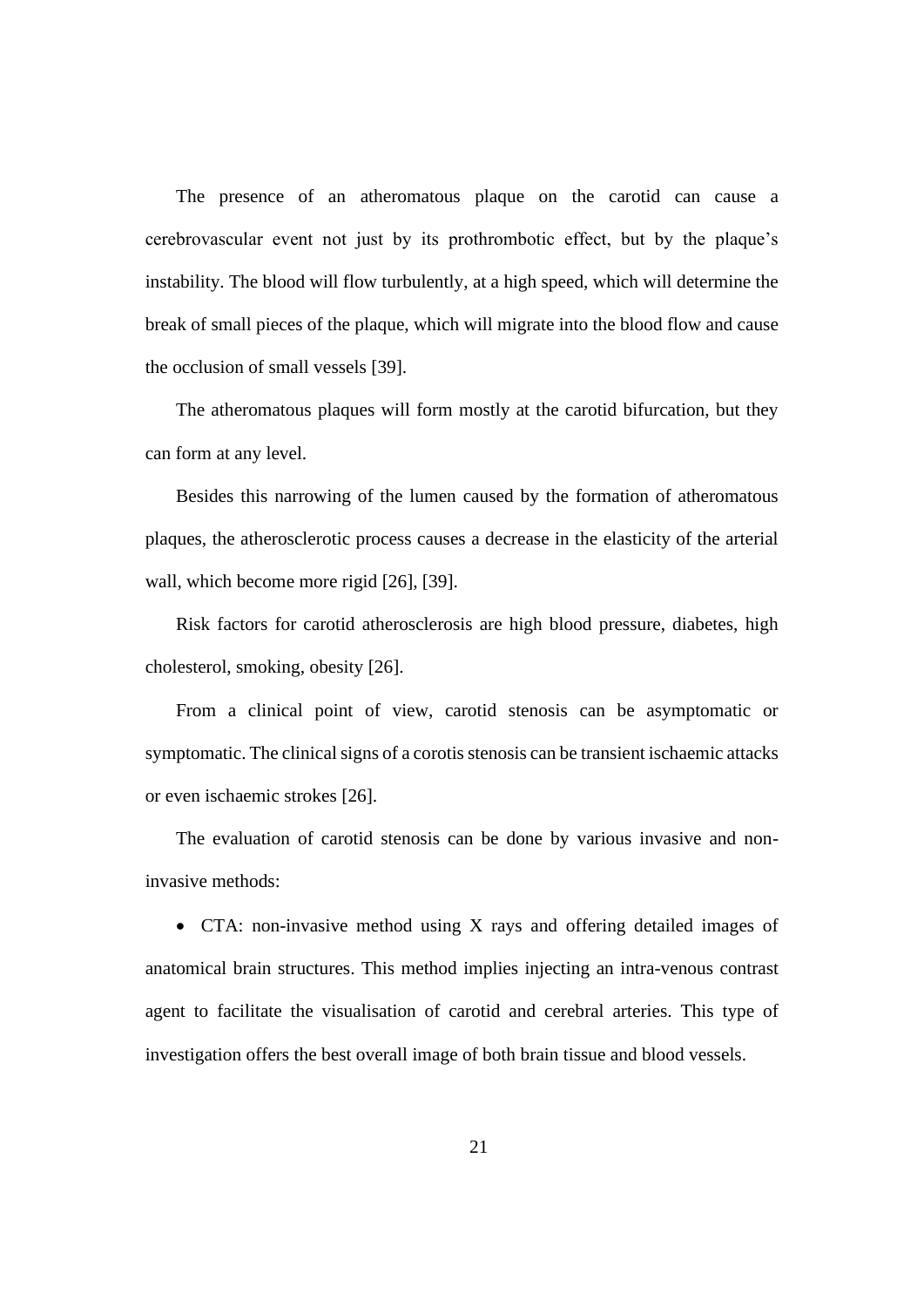The presence of an atheromatous plaque on the carotid can cause a cerebrovascular event not just by its prothrombotic effect, but by the plaque's instability. The blood will flow turbulently, at a high speed, which will determine the break of small pieces of the plaque, which will migrate into the blood flow and cause the occlusion of small vessels [39].

The atheromatous plaques will form mostly at the carotid bifurcation, but they can form at any level.

Besides this narrowing of the lumen caused by the formation of atheromatous plaques, the atherosclerotic process causes a decrease in the elasticity of the arterial wall, which become more rigid [26], [39].

Risk factors for carotid atherosclerosis are high blood pressure, diabetes, high cholesterol, smoking, obesity [26].

From a clinical point of view, carotid stenosis can be asymptomatic or symptomatic. The clinical signs of a corotis stenosis can be transient ischaemic attacks or even ischaemic strokes [26].

The evaluation of carotid stenosis can be done by various invasive and non-invasive methods:

- CTA: non-invasive method using X rays and offering detailed images of anatomical brain structures. This method implies injecting an intra-venous contrast agent to facilitate the visualisation of carotid and cerebral arteries. This type of investigation offers the best overall image of both brain tissue and blood vessels.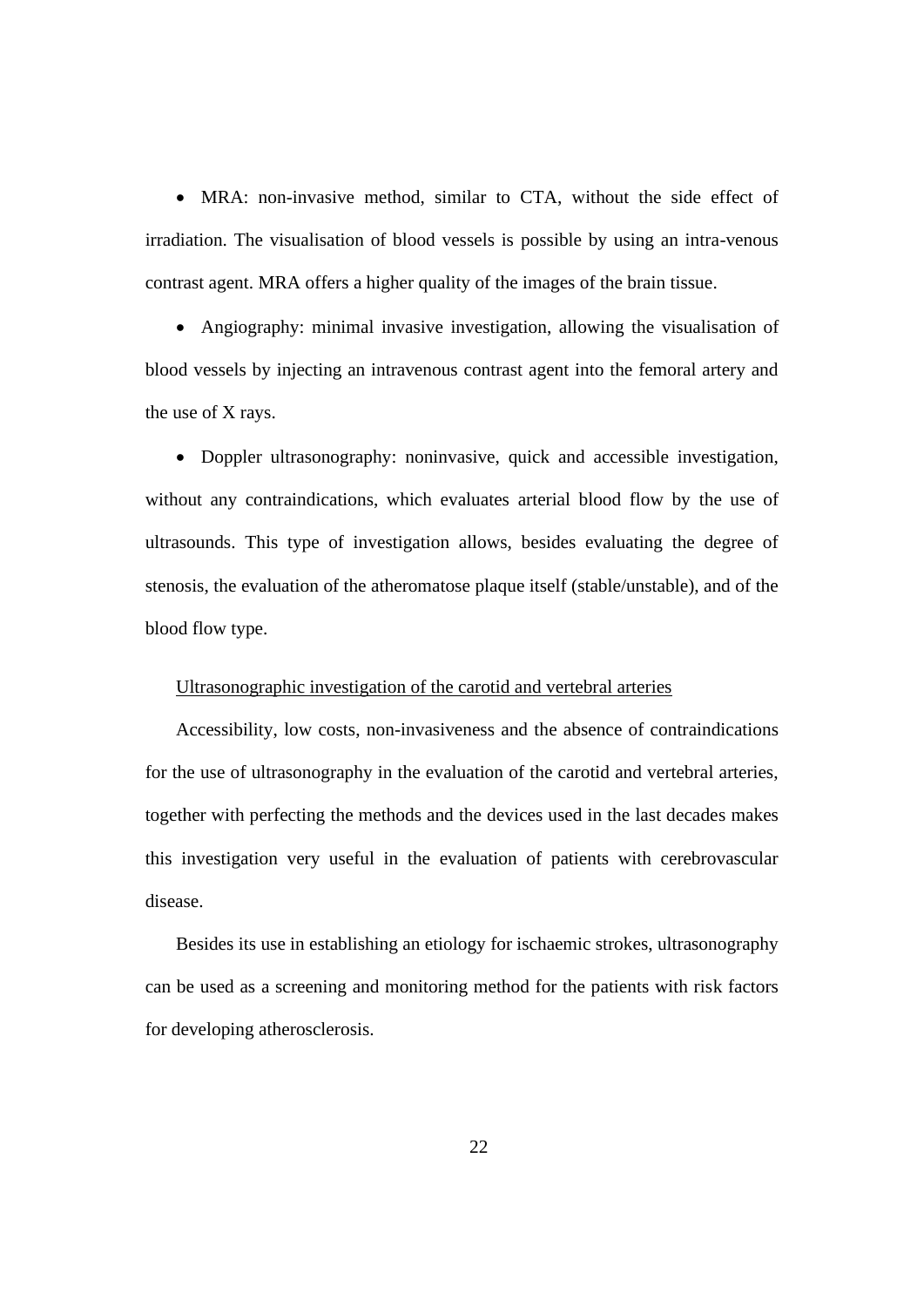- MRA: non-invasive method, similar to CTA, without the side effect of irradiation. The visualisation of blood vessels is possible by using an intra-venous contrast agent. MRA offers a higher quality of the images of the brain tissue.

- Angiography: minimal invasive investigation, allowing the visualisation of blood vessels by injecting an intravenous contrast agent into the femoral artery and the use of X rays.

- Doppler ultrasonography: noninvasive, quick and accessible investigation, without any contraindications, which evaluates arterial blood flow by the use of ultrasounds. This type of investigation allows, besides evaluating the degree of stenosis, the evaluation of the atheromatose plaque itself (stable/unstable), and of the blood flow type.

<u>Ultrasonographic investigation of the carotid and vertebral arteries</u>

Accessibility, low costs, non-invasiveness and the absence of contraindications for the use of ultrasonography in the evaluation of the carotid and vertebral arteries, together with perfecting the methods and the devices used in the last decades makes this investigation very useful in the evaluation of patients with cerebrovascular disease.

Besides its use in establishing an etiology for ischaemic strokes, ultrasonography can be used as a screening and monitoring method for the patients with risk factors for developing atherosclerosis.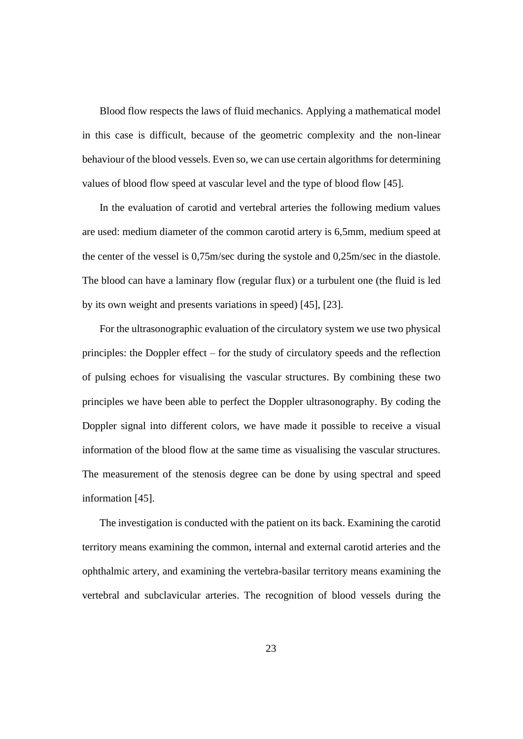Blood flow respects the laws of fluid mechanics. Applying a mathematical model in this case is difficult, because of the geometric complexity and the non-linear behaviour of the blood vessels. Even so, we can use certain algorithms for determining values of blood flow speed at vascular level and the type of blood flow [45].

In the evaluation of carotid and vertebral arteries the following medium values are used: medium diameter of the common carotid artery is 6,5mm, medium speed at the center of the vessel is 0,75m/sec during the systole and 0,25m/sec in the diastole. The blood can have a laminary flow (regular flux) or a turbulent one (the fluid is led by its own weight and presents variations in speed) [45], [23].

For the ultrasonographic evaluation of the circulatory system we use two physical principles: the Doppler effect – for the study of circulatory speeds and the reflection of pulsing echoes for visualising the vascular structures. By combining these two principles we have been able to perfect the Doppler ultrasonography. By coding the Doppler signal into different colors, we have made it possible to receive a visual information of the blood flow at the same time as visualising the vascular structures. The measurement of the stenosis degree can be done by using spectral and speed information [45].

The investigation is conducted with the patient on its back. Examining the carotid territory means examining the common, internal and external carotid arteries and the ophthalmic artery, and examining the vertebra-basilar territory means examining the vertebral and subclavicular arteries. The recognition of blood vessels during the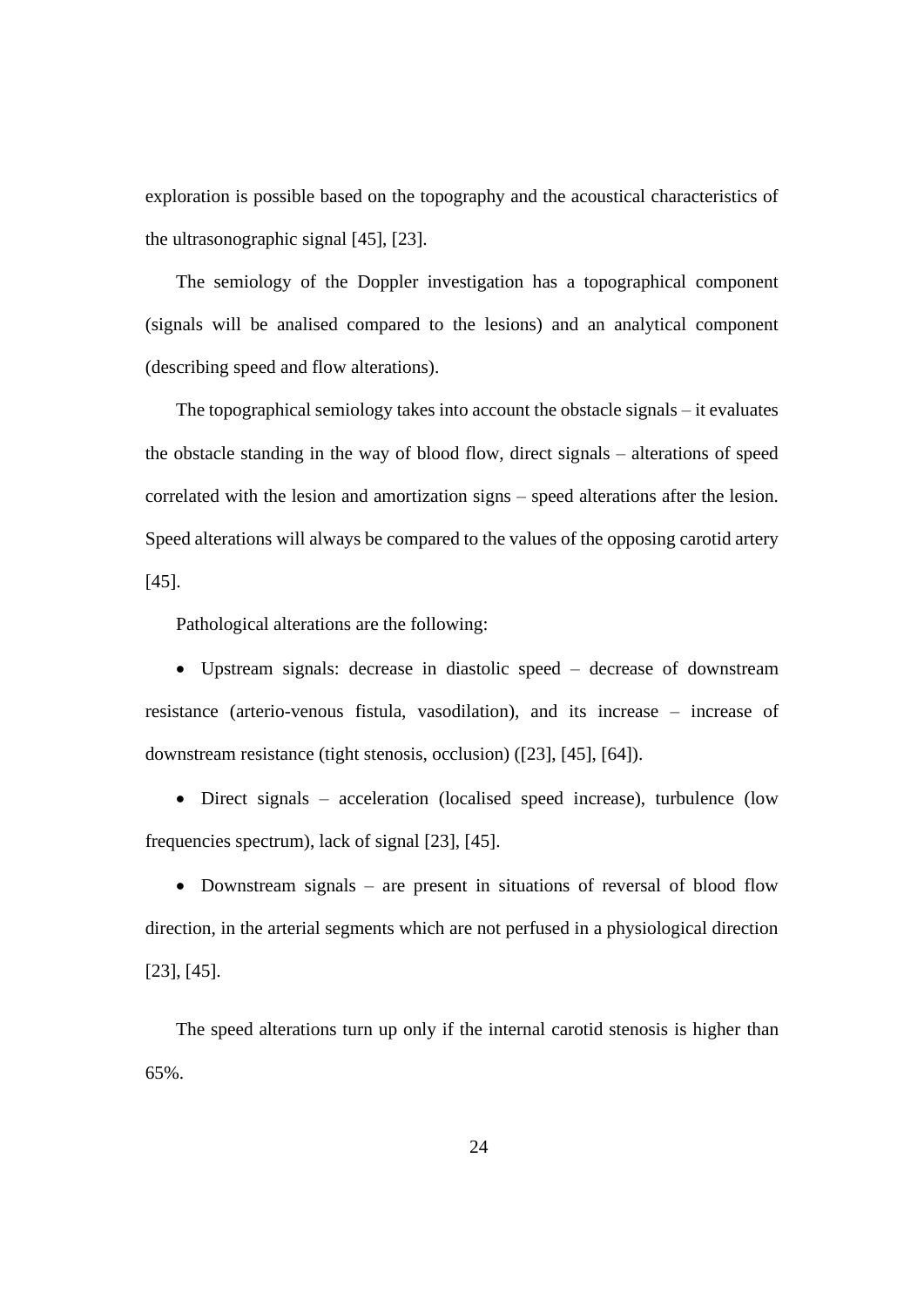exploration is possible based on the topography and the acoustical characteristics of the ultrasonographic signal [45], [23].

The semiology of the Doppler investigation has a topographical component (signals will be analised compared to the lesions) and an analytical component (describing speed and flow alterations).

The topographical semiology takes into account the obstacle signals – it evaluates the obstacle standing in the way of blood flow, direct signals – alterations of speed correlated with the lesion and amortization signs – speed alterations after the lesion. Speed alterations will always be compared to the values of the opposing carotid artery [45].

Pathological alterations are the following:

- Upstream signals: decrease in diastolic speed – decrease of downstream resistance (arterio-venous fistula, vasodilation), and its increase – increase of downstream resistance (tight stenosis, occlusion) ([23], [45], [64]).
- Direct signals – acceleration (localised speed increase), turbulence (low frequencies spectrum), lack of signal [23], [45].
- Downstream signals – are present in situations of reversal of blood flow direction, in the arterial segments which are not perfused in a physiological direction [23], [45].

The speed alterations turn up only if the internal carotid stenosis is higher than 65%.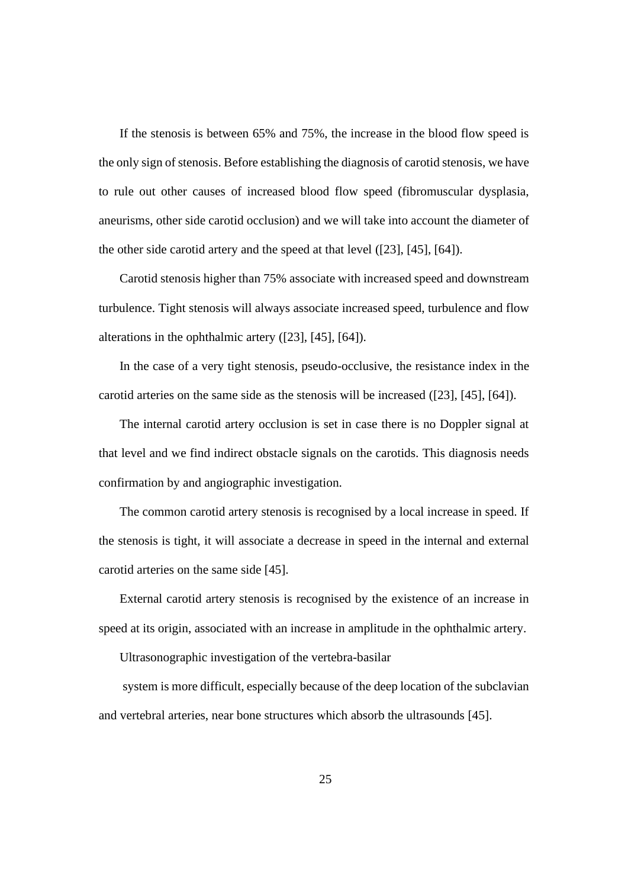If the stenosis is between 65% and 75%, the increase in the blood flow speed is the only sign of stenosis. Before establishing the diagnosis of carotid stenosis, we have to rule out other causes of increased blood flow speed (fibromuscular dysplasia, aneurisms, other side carotid occlusion) and we will take into account the diameter of the other side carotid artery and the speed at that level ([23], [45], [64]).

Carotid stenosis higher than 75% associate with increased speed and downstream turbulence. Tight stenosis will always associate increased speed, turbulence and flow alterations in the ophthalmic artery ([23], [45], [64]).

In the case of a very tight stenosis, pseudo-occlusive, the resistance index in the carotid arteries on the same side as the stenosis will be increased ([23], [45], [64]).

The internal carotid artery occlusion is set in case there is no Doppler signal at that level and we find indirect obstacle signals on the carotids. This diagnosis needs confirmation by and angiographic investigation.

The common carotid artery stenosis is recognised by a local increase in speed. If the stenosis is tight, it will associate a decrease in speed in the internal and external carotid arteries on the same side [45].

External carotid artery stenosis is recognised by the existence of an increase in speed at its origin, associated with an increase in amplitude in the ophthalmic artery.

Ultrasonographic investigation of the vertebra-basilar

system is more difficult, especially because of the deep location of the subclavian and vertebral arteries, near bone structures which absorb the ultrasounds [45].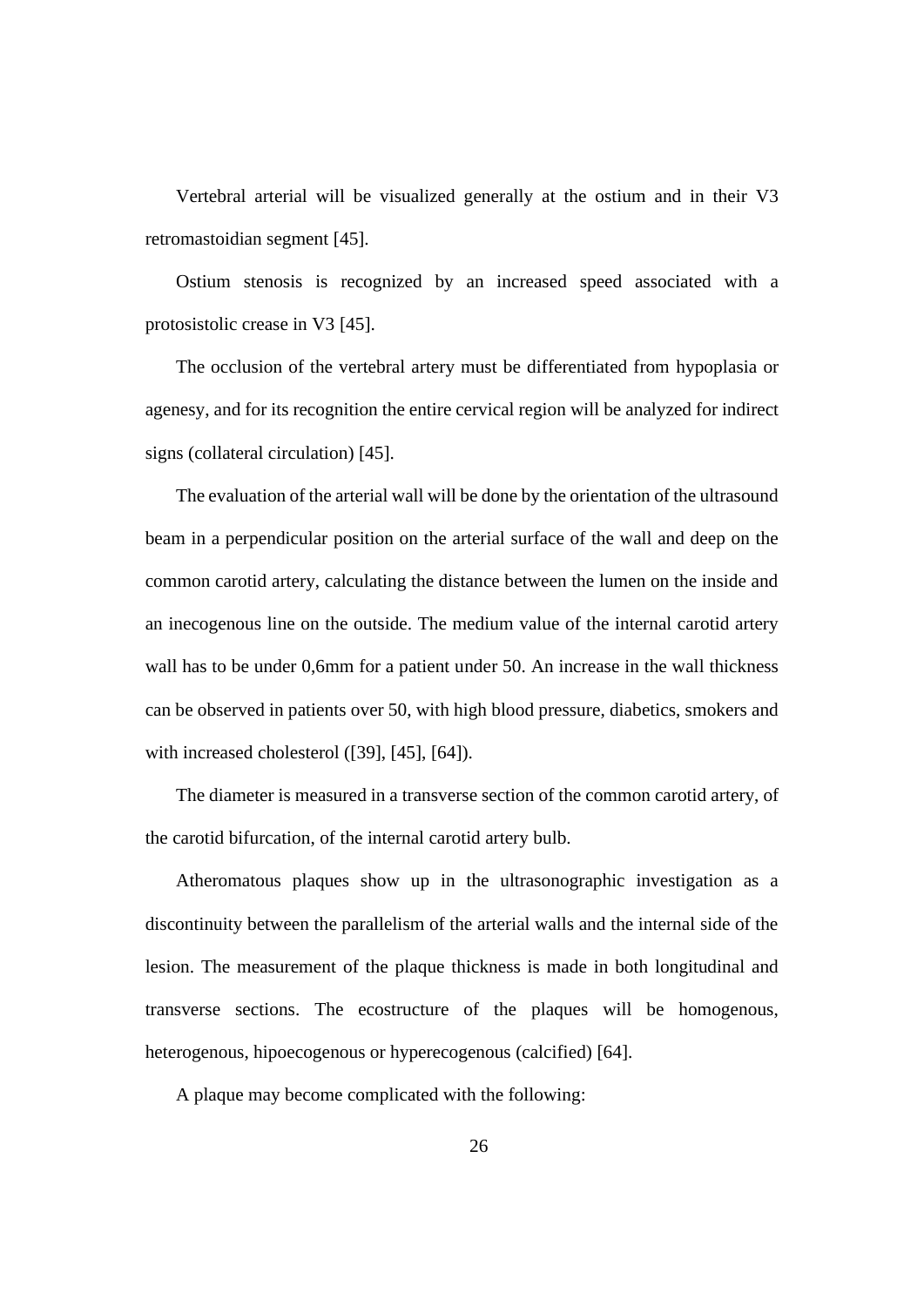Vertebral arterial will be visualized generally at the ostium and in their V3 retromastoidian segment [45].

Ostium stenosis is recognized by an increased speed associated with a protosistolic crease in V3 [45].

The occlusion of the vertebral artery must be differentiated from hypoplasia or agenesy, and for its recognition the entire cervical region will be analyzed for indirect signs (collateral circulation) [45].

The evaluation of the arterial wall will be done by the orientation of the ultrasound beam in a perpendicular position on the arterial surface of the wall and deep on the common carotid artery, calculating the distance between the lumen on the inside and an inecogenous line on the outside. The medium value of the internal carotid artery wall has to be under 0,6mm for a patient under 50. An increase in the wall thickness can be observed in patients over 50, with high blood pressure, diabetics, smokers and with increased cholesterol ([39], [45], [64]).

The diameter is measured in a transverse section of the common carotid artery, of the carotid bifurcation, of the internal carotid artery bulb.

Atheromatous plaques show up in the ultrasonographic investigation as a discontinuity between the parallelism of the arterial walls and the internal side of the lesion. The measurement of the plaque thickness is made in both longitudinal and transverse sections. The ecostructure of the plaques will be homogenous, heterogenous, hipoecogenous or hyperecogenous (calcified) [64].

A plaque may become complicated with the following: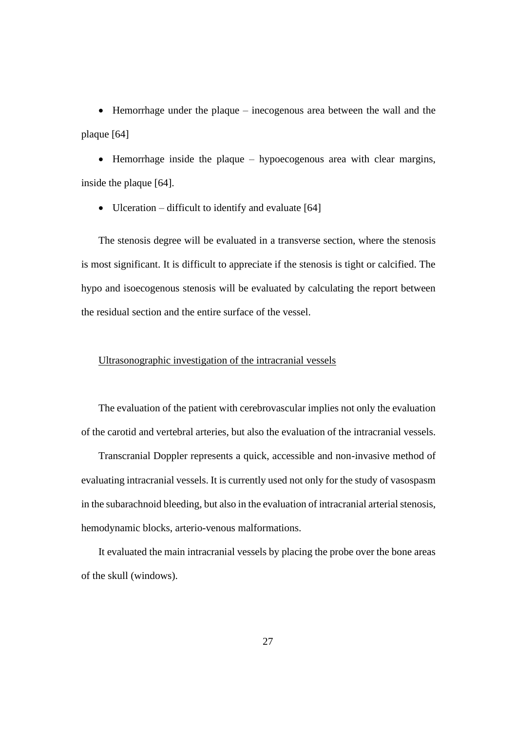- Hemorrhage under the plaque – inecogenous area between the wall and the plaque [64]
- Hemorrhage inside the plaque – hypoecogenous area with clear margins, inside the plaque [64].
- Ulceration – difficult to identify and evaluate [64]

The stenosis degree will be evaluated in a transverse section, where the stenosis is most significant. It is difficult to appreciate if the stenosis is tight or calcified. The hypo and isoecogenous stenosis will be evaluated by calculating the report between the residual section and the entire surface of the vessel.

<u>Ultrasonographic investigation of the intracranial vessels</u>

The evaluation of the patient with cerebrovascular implies not only the evaluation of the carotid and vertebral arteries, but also the evaluation of the intracranial vessels.

Transcranial Doppler represents a quick, accessible and non-invasive method of evaluating intracranial vessels. It is currently used not only for the study of vasospasm in the subarachnoid bleeding, but also in the evaluation of intracranial arterial stenosis, hemodynamic blocks, arterio-venous malformations.

It evaluated the main intracranial vessels by placing the probe over the bone areas of the skull (windows).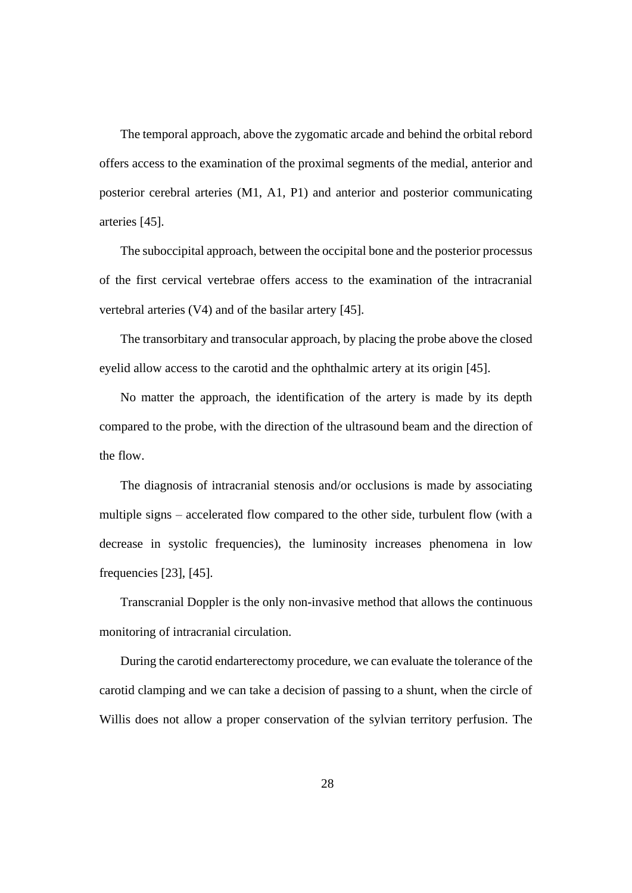The temporal approach, above the zygomatic arcade and behind the orbital rebord offers access to the examination of the proximal segments of the medial, anterior and posterior cerebral arteries (M1, A1, P1) and anterior and posterior communicating arteries [45].

The suboccipital approach, between the occipital bone and the posterior processus of the first cervical vertebrae offers access to the examination of the intracranial vertebral arteries (V4) and of the basilar artery [45].

The transorbitary and transocular approach, by placing the probe above the closed eyelid allow access to the carotid and the ophthalmic artery at its origin [45].

No matter the approach, the identification of the artery is made by its depth compared to the probe, with the direction of the ultrasound beam and the direction of the flow.

The diagnosis of intracranial stenosis and/or occlusions is made by associating multiple signs – accelerated flow compared to the other side, turbulent flow (with a decrease in systolic frequencies), the luminosity increases phenomena in low frequencies [23], [45].

Transcranial Doppler is the only non-invasive method that allows the continuous monitoring of intracranial circulation.

During the carotid endarterectomy procedure, we can evaluate the tolerance of the carotid clamping and we can take a decision of passing to a shunt, when the circle of Willis does not allow a proper conservation of the sylvian territory perfusion. The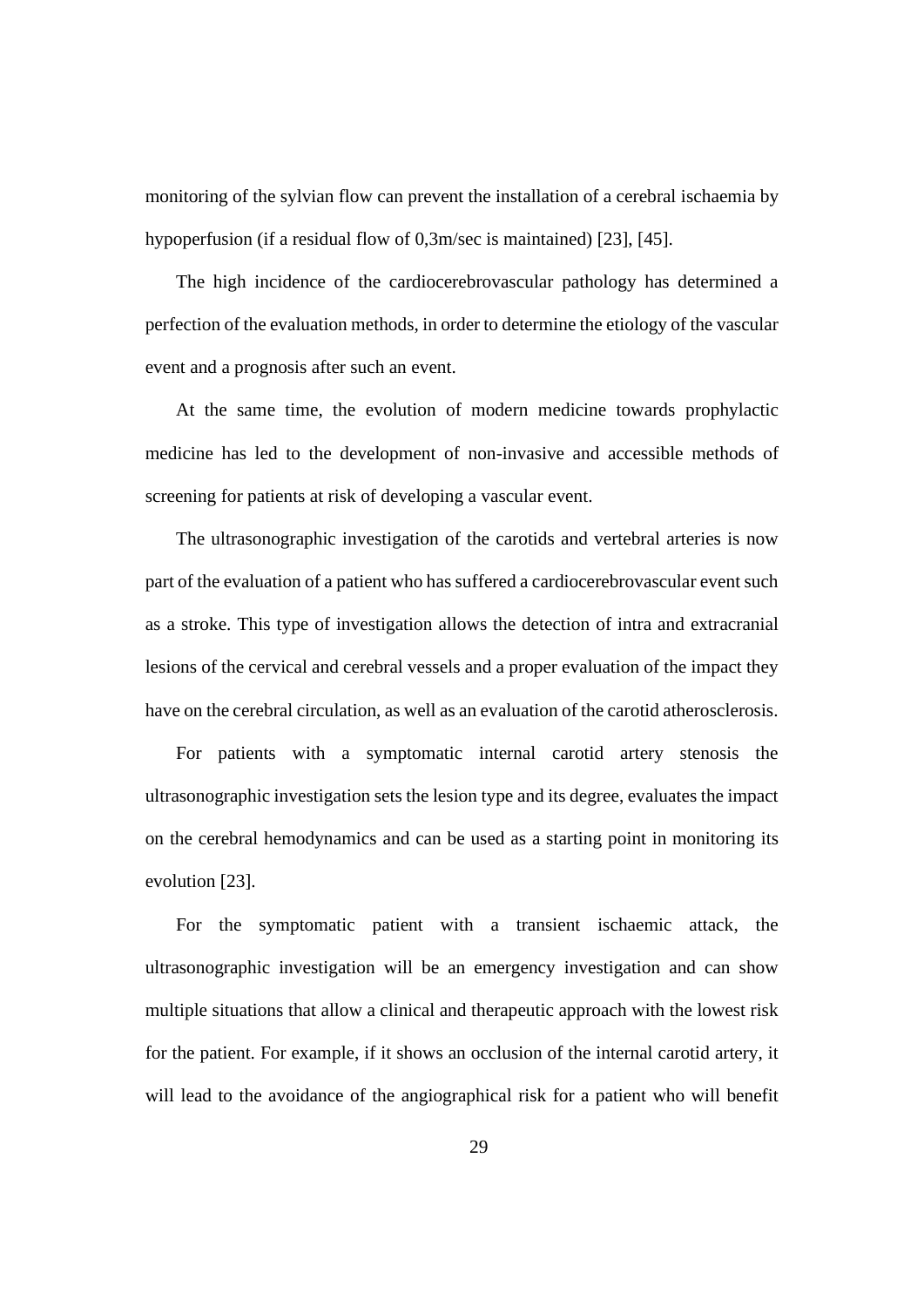monitoring of the sylvian flow can prevent the installation of a cerebral ischaemia by hypoperfusion (if a residual flow of 0,3m/sec is maintained) [23], [45].

The high incidence of the cardiocerebrovascular pathology has determined a perfection of the evaluation methods, in order to determine the etiology of the vascular event and a prognosis after such an event.

At the same time, the evolution of modern medicine towards prophylactic medicine has led to the development of non-invasive and accessible methods of screening for patients at risk of developing a vascular event.

The ultrasonographic investigation of the carotids and vertebral arteries is now part of the evaluation of a patient who has suffered a cardiocerebrovascular event such as a stroke. This type of investigation allows the detection of intra and extracranial lesions of the cervical and cerebral vessels and a proper evaluation of the impact they have on the cerebral circulation, as well as an evaluation of the carotid atherosclerosis.

For patients with a symptomatic internal carotid artery stenosis the ultrasonographic investigation sets the lesion type and its degree, evaluates the impact on the cerebral hemodynamics and can be used as a starting point in monitoring its evolution [23].

For the symptomatic patient with a transient ischaemic attack, the ultrasonographic investigation will be an emergency investigation and can show multiple situations that allow a clinical and therapeutic approach with the lowest risk for the patient. For example, if it shows an occlusion of the internal carotid artery, it will lead to the avoidance of the angiographical risk for a patient who will benefit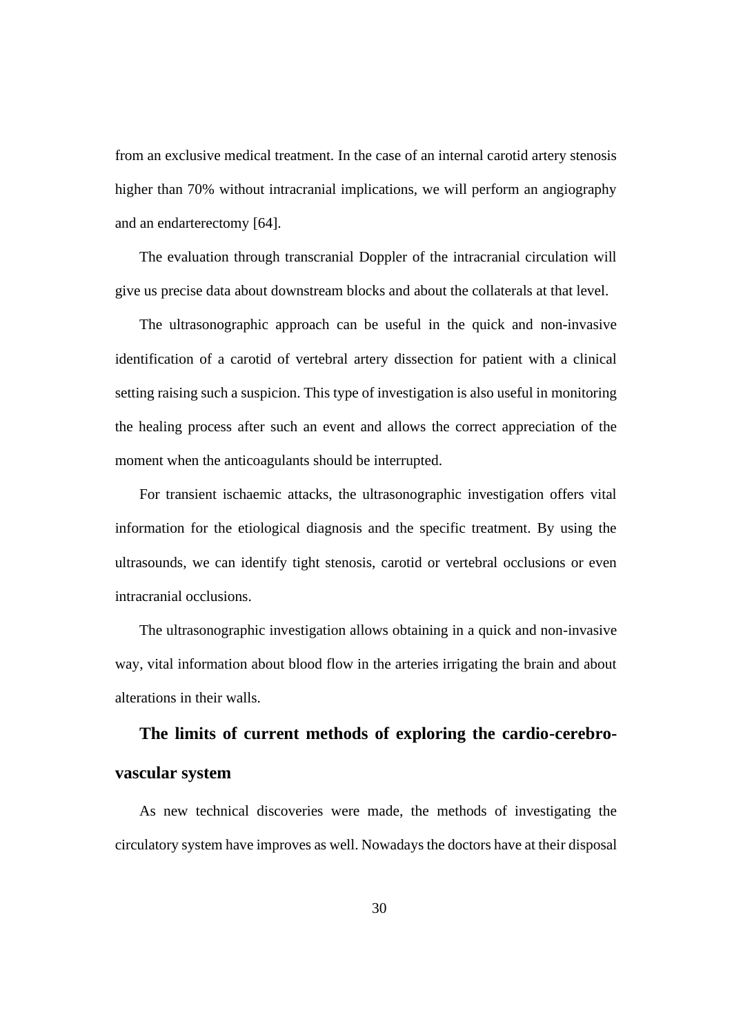from an exclusive medical treatment. In the case of an internal carotid artery stenosis higher than 70% without intracranial implications, we will perform an angiography and an endarterectomy [64].

The evaluation through transcranial Doppler of the intracranial circulation will give us precise data about downstream blocks and about the collaterals at that level.

The ultrasonographic approach can be useful in the quick and non-invasive identification of a carotid of vertebral artery dissection for patient with a clinical setting raising such a suspicion. This type of investigation is also useful in monitoring the healing process after such an event and allows the correct appreciation of the moment when the anticoagulants should be interrupted.

For transient ischaemic attacks, the ultrasonographic investigation offers vital information for the etiological diagnosis and the specific treatment. By using the ultrasounds, we can identify tight stenosis, carotid or vertebral occlusions or even intracranial occlusions.

The ultrasonographic investigation allows obtaining in a quick and non-invasive way, vital information about blood flow in the arteries irrigating the brain and about alterations in their walls.

## The limits of current methods of exploring the cardio-cerebro-vascular system

As new technical discoveries were made, the methods of investigating the circulatory system have improves as well. Nowadays the doctors have at their disposal